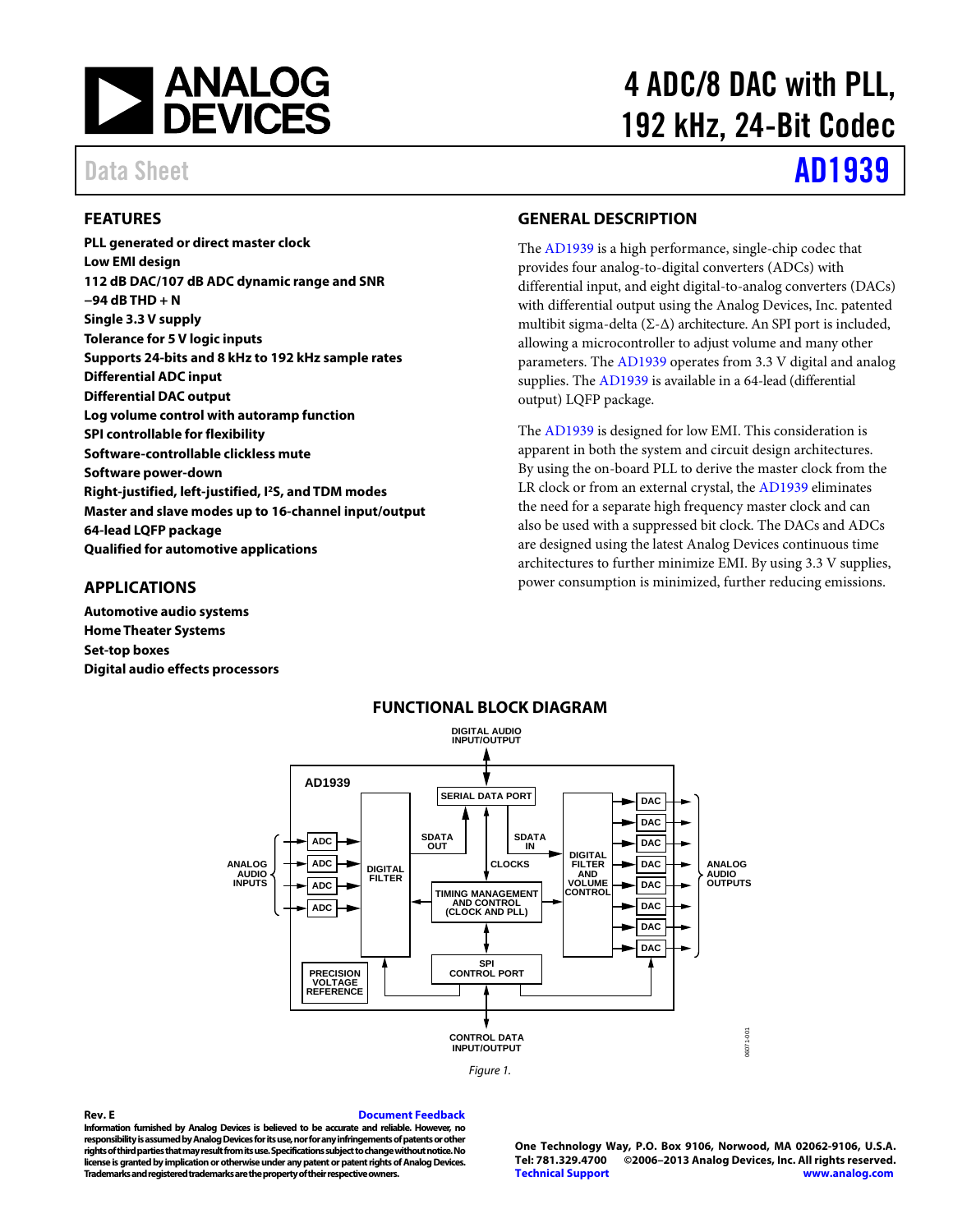# 4 ADC/8 DAC with PLL, 192 kHz, 24-Bit Codec

Data Sheet **AD1939**

## FEATURES

**PLL generated or direct master clock**
**Low EMI design**
**112 dB DAC/107 dB ADC dynamic range and SNR**
**−94 dB THD + N**
**Single 3.3 V supply**
**Tolerance for 5 V logic inputs**
**Supports 24-bits and 8 kHz to 192 kHz sample rates**
**Differential ADC input**
**Differential DAC output**
**Log volume control with autoramp function**
**SPI controllable for flexibility**
**Software-controllable clickless mute**
**Software power-down**
**Right-justified, left-justified, I²S, and TDM modes**
**Master and slave modes up to 16-channel input/output**
**64-lead LQFP package**
**Qualified for automotive applications**

## APPLICATIONS

**Automotive audio systems**
**Home Theater Systems**
**Set-top boxes**
**Digital audio effects processors**

## GENERAL DESCRIPTION

The AD1939 is a high performance, single-chip codec that provides four analog-to-digital converters (ADCs) with differential input, and eight digital-to-analog converters (DACs) with differential output using the Analog Devices, Inc. patented multibit sigma-delta (Σ-Δ) architecture. An SPI port is included, allowing a microcontroller to adjust volume and many other parameters. The AD1939 operates from 3.3 V digital and analog supplies. The AD1939 is available in a 64-lead (differential output) LQFP package.

The AD1939 is designed for low EMI. This consideration is apparent in both the system and circuit design architectures. By using the on-board PLL to derive the master clock from the LR clock or from an external crystal, the AD1939 eliminates the need for a separate high frequency master clock and can also be used with a suppressed bit clock. The DACs and ADCs are designed using the latest Analog Devices continuous time architectures to further minimize EMI. By using 3.3 V supplies, power consumption is minimized, further reducing emissions.

## FUNCTIONAL BLOCK DIAGRAM

Figure 1.

Rev. E

Information furnished by Analog Devices is believed to be accurate and reliable. However, no responsibility is assumed by Analog Devices for its use, nor for any infringements of patents or other rights of third parties that may result from its use. Specifications subject to change without notice. No license is granted by implication or otherwise under any patent or patent rights of Analog Devices. Trademarks and registered trademarks are the property of their respective owners.

One Technology Way, P.O. Box 9106, Norwood, MA 02062-9106, U.S.A.
Tel: 781.329.4700 ©2006–2013 Analog Devices, Inc. All rights reserved.
Technical Support www.analog.com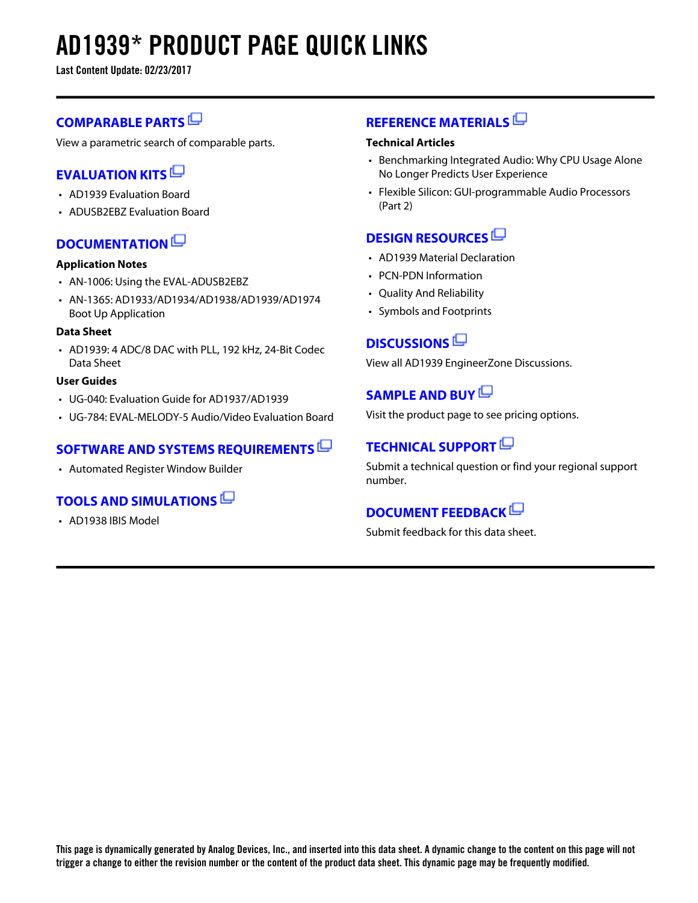# AD1939* PRODUCT PAGE QUICK LINKS

**Last Content Update: 02/23/2017**

## COMPARABLE PARTS

View a parametric search of comparable parts.

## EVALUATION KITS

- AD1939 Evaluation Board
- ADUSB2EBZ Evaluation Board

## DOCUMENTATION

**Application Notes**

- AN-1006: Using the EVAL-ADUSB2EBZ
- AN-1365: AD1933/AD1934/AD1938/AD1939/AD1974 Boot Up Application

**Data Sheet**

- AD1939: 4 ADC/8 DAC with PLL, 192 kHz, 24-Bit Codec Data Sheet

**User Guides**

- UG-040: Evaluation Guide for AD1937/AD1939
- UG-784: EVAL-MELODY-5 Audio/Video Evaluation Board

## SOFTWARE AND SYSTEMS REQUIREMENTS

- Automated Register Window Builder

## TOOLS AND SIMULATIONS

- AD1938 IBIS Model

## REFERENCE MATERIALS

**Technical Articles**

- Benchmarking Integrated Audio: Why CPU Usage Alone No Longer Predicts User Experience
- Flexible Silicon: GUI-programmable Audio Processors (Part 2)

## DESIGN RESOURCES

- AD1939 Material Declaration
- PCN-PDN Information
- Quality And Reliability
- Symbols and Footprints

## DISCUSSIONS

View all AD1939 EngineerZone Discussions.

## SAMPLE AND BUY

Visit the product page to see pricing options.

## TECHNICAL SUPPORT

Submit a technical question or find your regional support number.

## DOCUMENT FEEDBACK

Submit feedback for this data sheet.

**This page is dynamically generated by Analog Devices, Inc., and inserted into this data sheet. A dynamic change to the content on this page will not trigger a change to either the revision number or the content of the product data sheet. This dynamic page may be frequently modified.**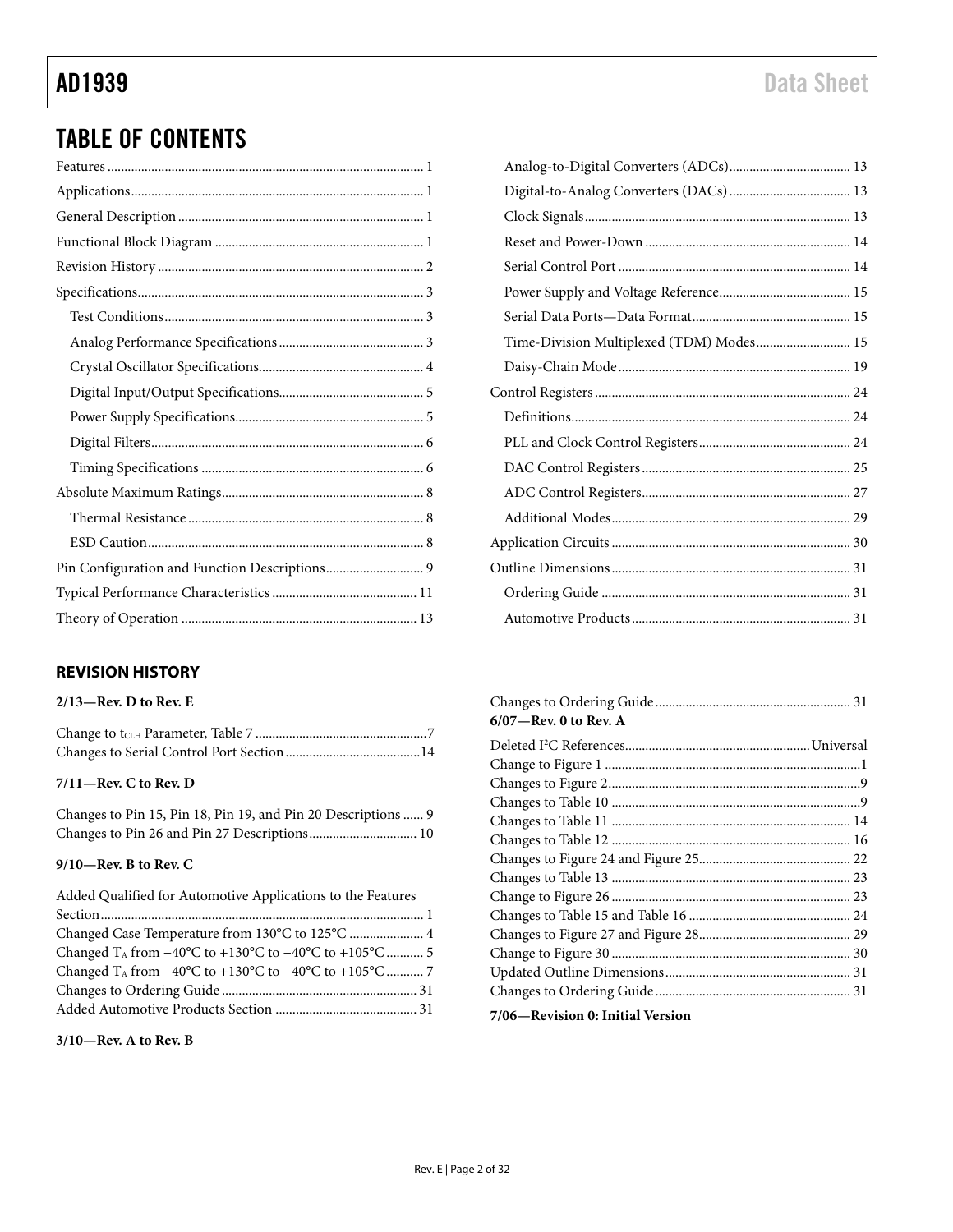# TABLE OF CONTENTS

Features ... 1
Applications ... 1
General Description ... 1
Functional Block Diagram ... 1
Revision History ... 2
Specifications ... 3
  Test Conditions ... 3
  Analog Performance Specifications ... 3
  Crystal Oscillator Specifications ... 4
  Digital Input/Output Specifications ... 5
  Power Supply Specifications ... 5
  Digital Filters ... 6
  Timing Specifications ... 6
Absolute Maximum Ratings ... 8
  Thermal Resistance ... 8
  ESD Caution ... 8
Pin Configuration and Function Descriptions ... 9
Typical Performance Characteristics ... 11
Theory of Operation ... 13
  Analog-to-Digital Converters (ADCs) ... 13
  Digital-to-Analog Converters (DACs) ... 13
  Clock Signals ... 13
  Reset and Power-Down ... 14
  Serial Control Port ... 14
  Power Supply and Voltage Reference ... 15
  Serial Data Ports—Data Format ... 15
  Time-Division Multiplexed (TDM) Modes ... 15
  Daisy-Chain Mode ... 19
Control Registers ... 24
  Definitions ... 24
  PLL and Clock Control Registers ... 24
  DAC Control Registers ... 25
  ADC Control Registers ... 27
  Additional Modes ... 29
Application Circuits ... 30
Outline Dimensions ... 31
  Ordering Guide ... 31
  Automotive Products ... 31

## REVISION HISTORY

**2/13—Rev. D to Rev. E**

Change to $t_{CLH}$ Parameter, Table 7 ... 7
Changes to Serial Control Port Section ... 14

**7/11—Rev. C to Rev. D**

Changes to Pin 15, Pin 18, Pin 19, and Pin 20 Descriptions ... 9
Changes to Pin 26 and Pin 27 Descriptions ... 10

**9/10—Rev. B to Rev. C**

Added Qualified for Automotive Applications to the Features Section ... 1
Changed Case Temperature from 130°C to 125°C ... 4
Changed $T_A$ from −40°C to +130°C to −40°C to +105°C ... 5
Changed $T_A$ from −40°C to +130°C to −40°C to +105°C ... 7
Changes to Ordering Guide ... 31
Added Automotive Products Section ... 31

**3/10—Rev. A to Rev. B**

Changes to Ordering Guide ... 31

**6/07—Rev. 0 to Rev. A**

Deleted I²C References ... Universal
Change to Figure 1 ... 1
Changes to Figure 2 ... 9
Changes to Table 10 ... 9
Changes to Table 11 ... 14
Changes to Table 12 ... 16
Changes to Figure 24 and Figure 25 ... 22
Changes to Table 13 ... 23
Change to Figure 26 ... 23
Changes to Table 15 and Table 16 ... 24
Changes to Figure 27 and Figure 28 ... 29
Change to Figure 30 ... 30
Updated Outline Dimensions ... 31
Changes to Ordering Guide ... 31

**7/06—Revision 0: Initial Version**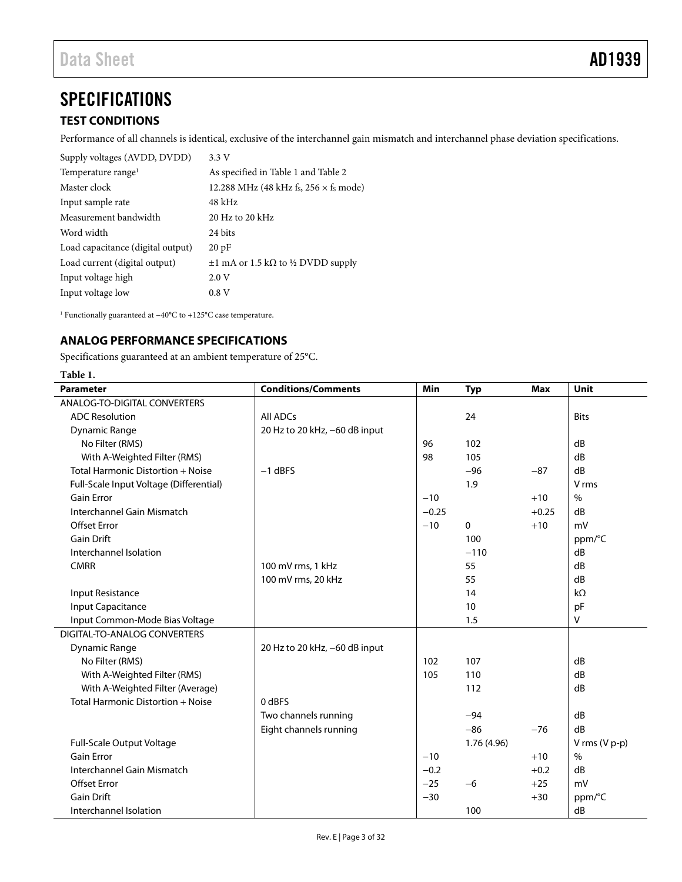# SPECIFICATIONS

## TEST CONDITIONS

Performance of all channels is identical, exclusive of the interchannel gain mismatch and interchannel phase deviation specifications.

| | |
|---|---|
| Supply voltages (AVDD, DVDD) | 3.3 V |
| Temperature range[1] | As specified in Table 1 and Table 2 |
| Master clock | 12.288 MHz (48 kHz $f_S$, 256 × $f_S$ mode) |
| Input sample rate | 48 kHz |
| Measurement bandwidth | 20 Hz to 20 kHz |
| Word width | 24 bits |
| Load capacitance (digital output) | 20 pF |
| Load current (digital output) | ±1 mA or 1.5 kΩ to ½ DVDD supply |
| Input voltage high | 2.0 V |
| Input voltage low | 0.8 V |

[1] Functionally guaranteed at −40°C to +125°C case temperature.

## ANALOG PERFORMANCE SPECIFICATIONS

Specifications guaranteed at an ambient temperature of 25°C.

**Table 1.**

| Parameter | Conditions/Comments | Min | Typ | Max | Unit |
|---|---|---|---|---|---|
| ANALOG-TO-DIGITAL CONVERTERS | | | | | |
| ADC Resolution | All ADCs | | 24 | | Bits |
| Dynamic Range | 20 Hz to 20 kHz, −60 dB input | | | | |
| No Filter (RMS) | | 96 | 102 | | dB |
| With A-Weighted Filter (RMS) | | 98 | 105 | | dB |
| Total Harmonic Distortion + Noise | −1 dBFS | | −96 | −87 | dB |
| Full-Scale Input Voltage (Differential) | | | 1.9 | | V rms |
| Gain Error | | −10 | | +10 | % |
| Interchannel Gain Mismatch | | −0.25 | | +0.25 | dB |
| Offset Error | | −10 | 0 | +10 | mV |
| Gain Drift | | | 100 | | ppm/°C |
| Interchannel Isolation | | | −110 | | dB |
| CMRR | 100 mV rms, 1 kHz | | 55 | | dB |
| | 100 mV rms, 20 kHz | | 55 | | dB |
| Input Resistance | | | 14 | | kΩ |
| Input Capacitance | | | 10 | | pF |
| Input Common-Mode Bias Voltage | | | 1.5 | | V |
| DIGITAL-TO-ANALOG CONVERTERS | | | | | |
| Dynamic Range | 20 Hz to 20 kHz, −60 dB input | | | | |
| No Filter (RMS) | | 102 | 107 | | dB |
| With A-Weighted Filter (RMS) | | 105 | 110 | | dB |
| With A-Weighted Filter (Average) | | | 112 | | dB |
| Total Harmonic Distortion + Noise | 0 dBFS | | | | |
| | Two channels running | | −94 | | dB |
| | Eight channels running | | −86 | −76 | dB |
| Full-Scale Output Voltage | | | 1.76 (4.96) | | V rms (V p-p) |
| Gain Error | | −10 | | +10 | % |
| Interchannel Gain Mismatch | | −0.2 | | +0.2 | dB |
| Offset Error | | −25 | −6 | +25 | mV |
| Gain Drift | | −30 | | +30 | ppm/°C |
| Interchannel Isolation | | | 100 | | dB |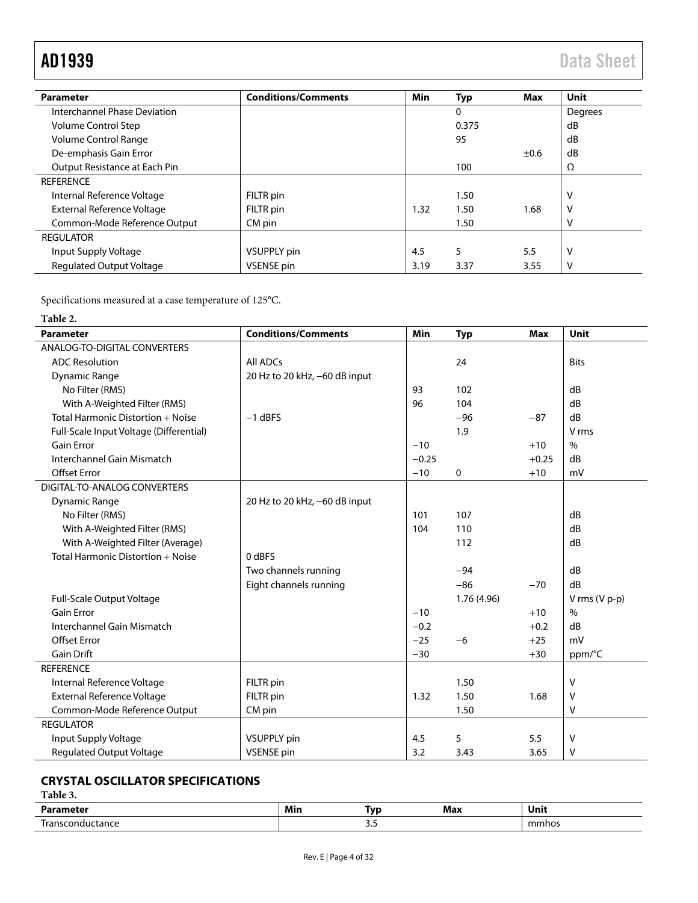| Parameter | Conditions/Comments | Min | Typ | Max | Unit |
|---|---|---|---|---|---|
| Interchannel Phase Deviation | | | 0 | | Degrees |
| Volume Control Step | | | 0.375 | | dB |
| Volume Control Range | | | 95 | | dB |
| De-emphasis Gain Error | | | | ±0.6 | dB |
| Output Resistance at Each Pin | | | 100 | | Ω |
| REFERENCE | | | | | |
| Internal Reference Voltage | FILTR pin | | 1.50 | | V |
| External Reference Voltage | FILTR pin | 1.32 | 1.50 | 1.68 | V |
| Common-Mode Reference Output | CM pin | | 1.50 | | V |
| REGULATOR | | | | | |
| Input Supply Voltage | VSUPPLY pin | 4.5 | 5 | 5.5 | V |
| Regulated Output Voltage | VSENSE pin | 3.19 | 3.37 | 3.55 | V |

Specifications measured at a case temperature of 125°C.

**Table 2.**

| Parameter | Conditions/Comments | Min | Typ | Max | Unit |
|---|---|---|---|---|---|
| ANALOG-TO-DIGITAL CONVERTERS | | | | | |
| ADC Resolution | All ADCs | | 24 | | Bits |
| Dynamic Range | 20 Hz to 20 kHz, −60 dB input | | | | |
| No Filter (RMS) | | 93 | 102 | | dB |
| With A-Weighted Filter (RMS) | | 96 | 104 | | dB |
| Total Harmonic Distortion + Noise | −1 dBFS | | −96 | −87 | dB |
| Full-Scale Input Voltage (Differential) | | | 1.9 | | V rms |
| Gain Error | | −10 | | +10 | % |
| Interchannel Gain Mismatch | | −0.25 | | +0.25 | dB |
| Offset Error | | −10 | 0 | +10 | mV |
| DIGITAL-TO-ANALOG CONVERTERS | | | | | |
| Dynamic Range | 20 Hz to 20 kHz, −60 dB input | | | | |
| No Filter (RMS) | | 101 | 107 | | dB |
| With A-Weighted Filter (RMS) | | 104 | 110 | | dB |
| With A-Weighted Filter (Average) | | | 112 | | dB |
| Total Harmonic Distortion + Noise | 0 dBFS | | | | |
| | Two channels running | | −94 | | dB |
| | Eight channels running | | −86 | −70 | dB |
| Full-Scale Output Voltage | | | 1.76 (4.96) | | V rms (V p-p) |
| Gain Error | | −10 | | +10 | % |
| Interchannel Gain Mismatch | | −0.2 | | +0.2 | dB |
| Offset Error | | −25 | −6 | +25 | mV |
| Gain Drift | | −30 | | +30 | ppm/°C |
| REFERENCE | | | | | |
| Internal Reference Voltage | FILTR pin | | 1.50 | | V |
| External Reference Voltage | FILTR pin | 1.32 | 1.50 | 1.68 | V |
| Common-Mode Reference Output | CM pin | | 1.50 | | V |
| REGULATOR | | | | | |
| Input Supply Voltage | VSUPPLY pin | 4.5 | 5 | 5.5 | V |
| Regulated Output Voltage | VSENSE pin | 3.2 | 3.43 | 3.65 | V |

## CRYSTAL OSCILLATOR SPECIFICATIONS

**Table 3.**

| Parameter | Min | Typ | Max | Unit |
|---|---|---|---|---|
| Transconductance | | 3.5 | | mmhos |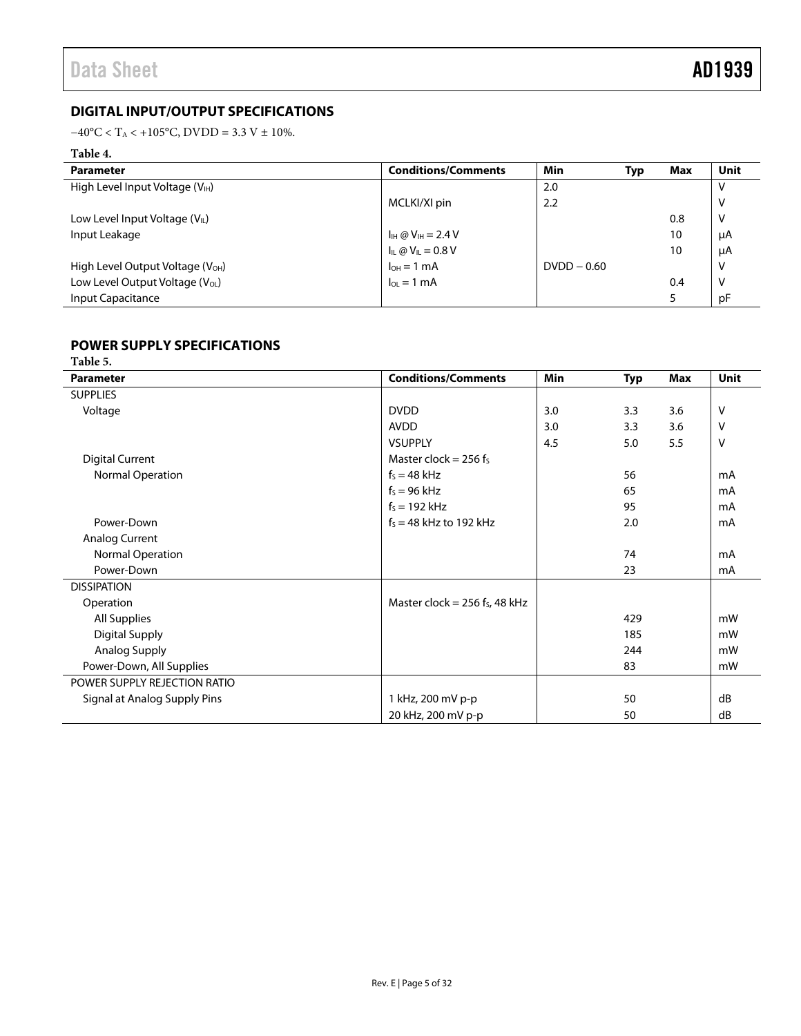## DIGITAL INPUT/OUTPUT SPECIFICATIONS

$-40°C < T_A < +105°C$, DVDD = 3.3 V ± 10%.

**Table 4.**

| Parameter | Conditions/Comments | Min | Typ | Max | Unit |
|---|---|---|---|---|---|
| High Level Input Voltage ($V_{IH}$) | | 2.0 | | | V |
| | MCLKI/XI pin | 2.2 | | | V |
| Low Level Input Voltage ($V_{IL}$) | | | | 0.8 | V |
| Input Leakage | $I_{IH}$ @ $V_{IH}$ = 2.4 V | | | 10 | μA |
| | $I_{IL}$ @ $V_{IL}$ = 0.8 V | | | 10 | μA |
| High Level Output Voltage ($V_{OH}$) | $I_{OH}$ = 1 mA | DVDD − 0.60 | | | V |
| Low Level Output Voltage ($V_{OL}$) | $I_{OL}$ = 1 mA | | | 0.4 | V |
| Input Capacitance | | | | 5 | pF |

## POWER SUPPLY SPECIFICATIONS

**Table 5.**

| Parameter | Conditions/Comments | Min | Typ | Max | Unit |
|---|---|---|---|---|---|
| SUPPLIES | | | | | |
| Voltage | DVDD | 3.0 | 3.3 | 3.6 | V |
| | AVDD | 3.0 | 3.3 | 3.6 | V |
| | VSUPPLY | 4.5 | 5.0 | 5.5 | V |
| Digital Current | Master clock = 256 $f_S$ | | | | |
| Normal Operation | $f_S$ = 48 kHz | | 56 | | mA |
| | $f_S$ = 96 kHz | | 65 | | mA |
| | $f_S$ = 192 kHz | | 95 | | mA |
| Power-Down | $f_S$ = 48 kHz to 192 kHz | | 2.0 | | mA |
| Analog Current | | | | | |
| Normal Operation | | | 74 | | mA |
| Power-Down | | | 23 | | mA |
| DISSIPATION | | | | | |
| Operation | Master clock = 256 $f_S$, 48 kHz | | | | |
| All Supplies | | | 429 | | mW |
| Digital Supply | | | 185 | | mW |
| Analog Supply | | | 244 | | mW |
| Power-Down, All Supplies | | | 83 | | mW |
| POWER SUPPLY REJECTION RATIO | | | | | |
| Signal at Analog Supply Pins | 1 kHz, 200 mV p-p | | 50 | | dB |
| | 20 kHz, 200 mV p-p | | 50 | | dB |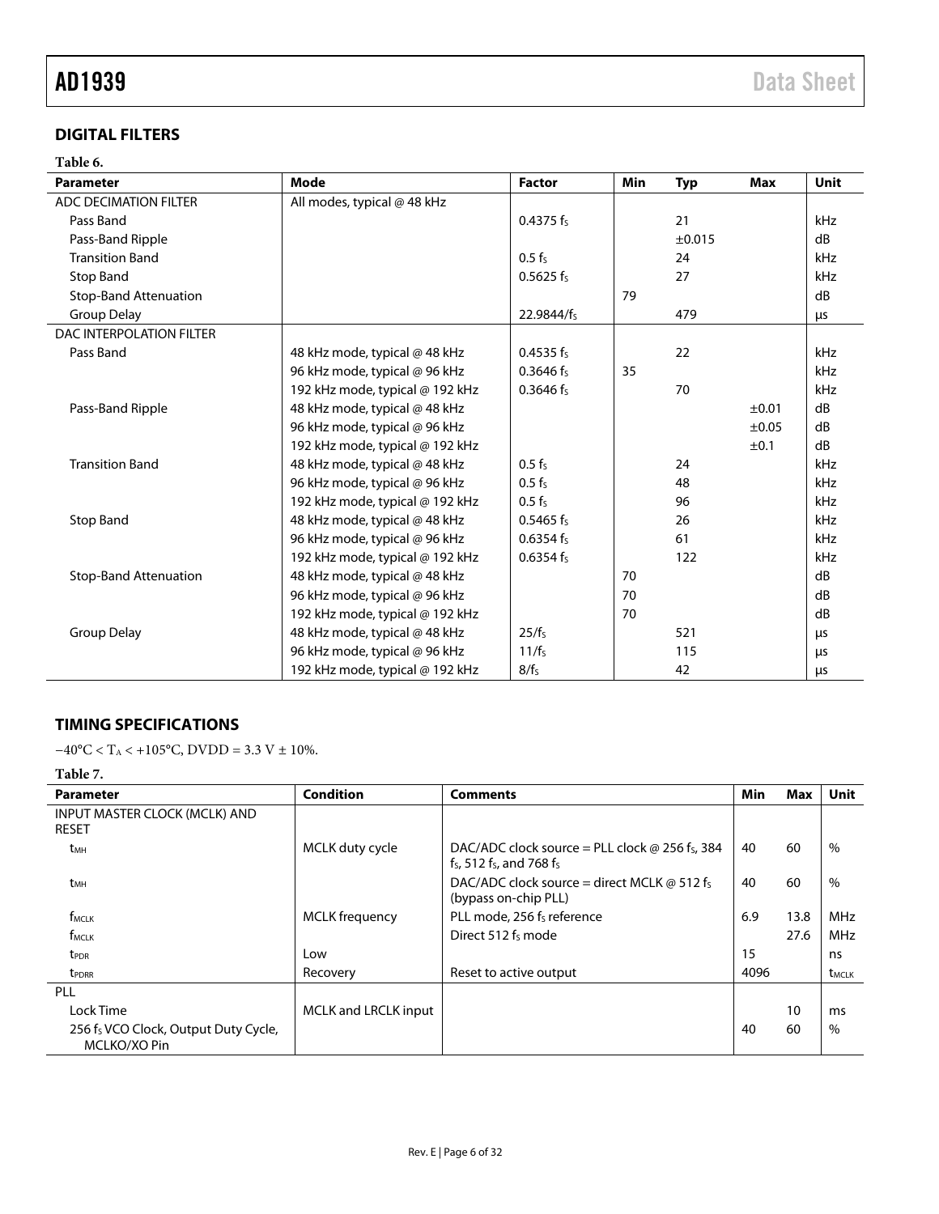## DIGITAL FILTERS

**Table 6.**

| Parameter | Mode | Factor | Min | Typ | Max | Unit |
|---|---|---|---|---|---|---|
| ADC DECIMATION FILTER | All modes, typical @ 48 kHz | | | | | |
| Pass Band | | $0.4375\ f_S$ | | 21 | | kHz |
| Pass-Band Ripple | | | | ±0.015 | | dB |
| Transition Band | | $0.5\ f_S$ | | 24 | | kHz |
| Stop Band | | $0.5625\ f_S$ | | 27 | | kHz |
| Stop-Band Attenuation | | | 79 | | | dB |
| Group Delay | | $22.9844/f_S$ | | 479 | | μs |
| DAC INTERPOLATION FILTER | | | | | | |
| Pass Band | 48 kHz mode, typical @ 48 kHz | $0.4535\ f_S$ | | 22 | | kHz |
| | 96 kHz mode, typical @ 96 kHz | $0.3646\ f_S$ | 35 | | | kHz |
| | 192 kHz mode, typical @ 192 kHz | $0.3646\ f_S$ | | 70 | | kHz |
| Pass-Band Ripple | 48 kHz mode, typical @ 48 kHz | | | | ±0.01 | dB |
| | 96 kHz mode, typical @ 96 kHz | | | | ±0.05 | dB |
| | 192 kHz mode, typical @ 192 kHz | | | | ±0.1 | dB |
| Transition Band | 48 kHz mode, typical @ 48 kHz | $0.5\ f_S$ | | 24 | | kHz |
| | 96 kHz mode, typical @ 96 kHz | $0.5\ f_S$ | | 48 | | kHz |
| | 192 kHz mode, typical @ 192 kHz | $0.5\ f_S$ | | 96 | | kHz |
| Stop Band | 48 kHz mode, typical @ 48 kHz | $0.5465\ f_S$ | | 26 | | kHz |
| | 96 kHz mode, typical @ 96 kHz | $0.6354\ f_S$ | | 61 | | kHz |
| | 192 kHz mode, typical @ 192 kHz | $0.6354\ f_S$ | | 122 | | kHz |
| Stop-Band Attenuation | 48 kHz mode, typical @ 48 kHz | | 70 | | | dB |
| | 96 kHz mode, typical @ 96 kHz | | 70 | | | dB |
| | 192 kHz mode, typical @ 192 kHz | | 70 | | | dB |
| Group Delay | 48 kHz mode, typical @ 48 kHz | $25/f_S$ | | 521 | | μs |
| | 96 kHz mode, typical @ 96 kHz | $11/f_S$ | | 115 | | μs |
| | 192 kHz mode, typical @ 192 kHz | $8/f_S$ | | 42 | | μs |

## TIMING SPECIFICATIONS

−40°C < $T_A$ < +105°C, DVDD = 3.3 V ± 10%.

**Table 7.**

| Parameter | Condition | Comments | Min | Max | Unit |
|---|---|---|---|---|---|
| INPUT MASTER CLOCK (MCLK) AND RESET | | | | | |
| $t_{MH}$ | MCLK duty cycle | DAC/ADC clock source = PLL clock @ 256 $f_S$, 384 $f_S$, 512 $f_S$, and 768 $f_S$ | 40 | 60 | % |
| $t_{MH}$ | | DAC/ADC clock source = direct MCLK @ 512 $f_S$ (bypass on-chip PLL) | 40 | 60 | % |
| $f_{MCLK}$ | MCLK frequency | PLL mode, 256 $f_S$ reference | 6.9 | 13.8 | MHz |
| $f_{MCLK}$ | | Direct 512 $f_S$ mode | | 27.6 | MHz |
| $t_{PDR}$ | Low | | 15 | | ns |
| $t_{PDRR}$ | Recovery | Reset to active output | 4096 | | $t_{MCLK}$ |
| PLL | | | | | |
| Lock Time | MCLK and LRCLK input | | | 10 | ms |
| 256 $f_S$ VCO Clock, Output Duty Cycle, MCLKO/XO Pin | | | 40 | 60 | % |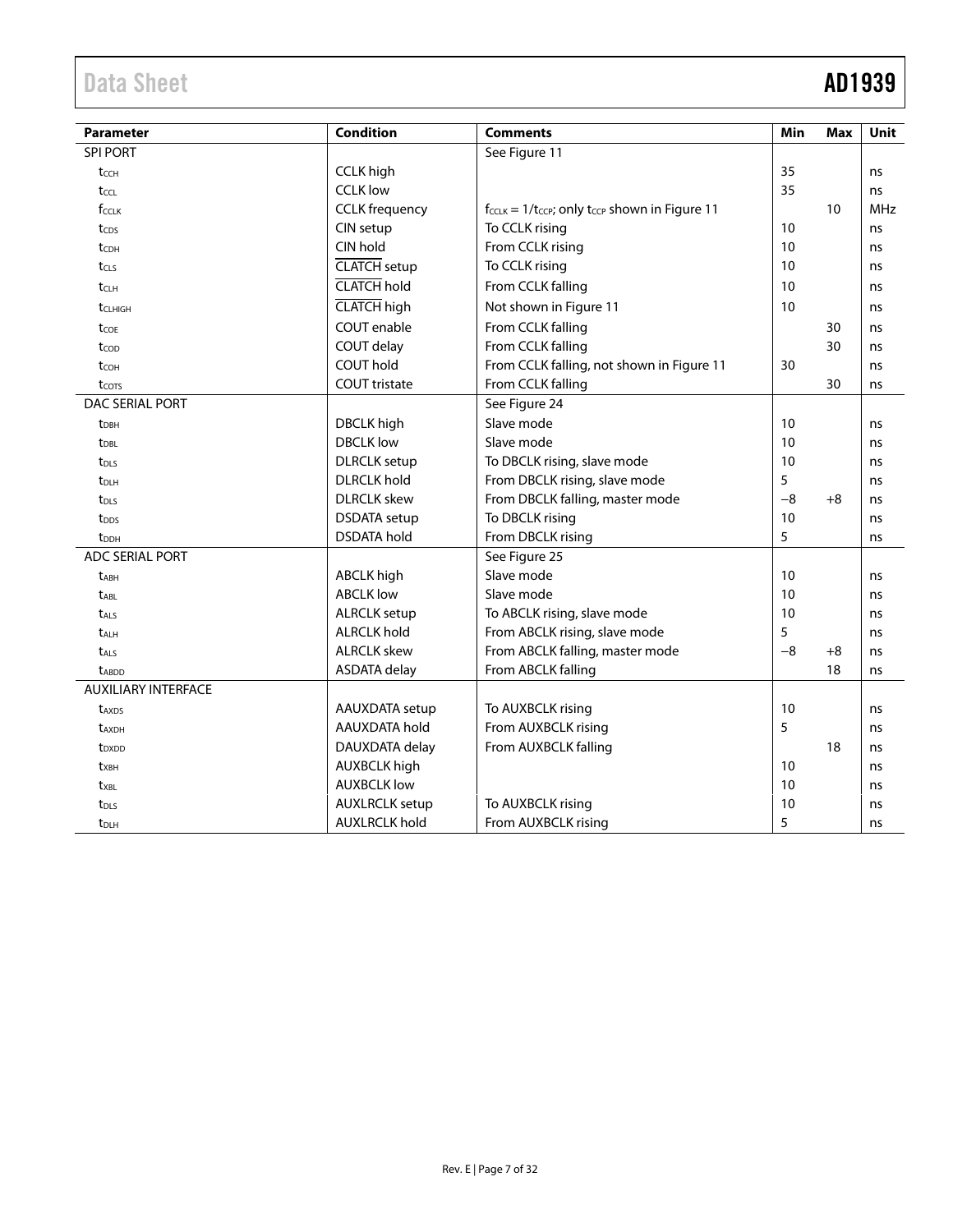| Parameter | Condition | Comments | Min | Max | Unit |
|---|---|---|---|---|---|
| SPI PORT | | See Figure 11 | | | |
| $t_{CCH}$ | CCLK high | | 35 | | ns |
| $t_{CCL}$ | CCLK low | | 35 | | ns |
| $f_{CCLK}$ | CCLK frequency | $f_{CCLK} = 1/t_{CCP}$; only $t_{CCP}$ shown in Figure 11 | | 10 | MHz |
| $t_{CDS}$ | CIN setup | To CCLK rising | 10 | | ns |
| $t_{CDH}$ | CIN hold | From CCLK rising | 10 | | ns |
| $t_{CLS}$ | $\overline{\text{CLATCH}}$ setup | To CCLK rising | 10 | | ns |
| $t_{CLH}$ | $\overline{\text{CLATCH}}$ hold | From CCLK falling | 10 | | ns |
| $t_{CLHIGH}$ | $\overline{\text{CLATCH}}$ high | Not shown in Figure 11 | 10 | | ns |
| $t_{COE}$ | COUT enable | From CCLK falling | | 30 | ns |
| $t_{COD}$ | COUT delay | From CCLK falling | | 30 | ns |
| $t_{COH}$ | COUT hold | From CCLK falling, not shown in Figure 11 | 30 | | ns |
| $t_{COTS}$ | COUT tristate | From CCLK falling | | 30 | ns |
| DAC SERIAL PORT | | See Figure 24 | | | |
| $t_{DBH}$ | DBCLK high | Slave mode | 10 | | ns |
| $t_{DBL}$ | DBCLK low | Slave mode | 10 | | ns |
| $t_{DLS}$ | DLRCLK setup | To DBCLK rising, slave mode | 10 | | ns |
| $t_{DLH}$ | DLRCLK hold | From DBCLK rising, slave mode | 5 | | ns |
| $t_{DLS}$ | DLRCLK skew | From DBCLK falling, master mode | −8 | +8 | ns |
| $t_{DDS}$ | DSDATA setup | To DBCLK rising | 10 | | ns |
| $t_{DDH}$ | DSDATA hold | From DBCLK rising | 5 | | ns |
| ADC SERIAL PORT | | See Figure 25 | | | |
| $t_{ABH}$ | ABCLK high | Slave mode | 10 | | ns |
| $t_{ABL}$ | ABCLK low | Slave mode | 10 | | ns |
| $t_{ALS}$ | ALRCLK setup | To ABCLK rising, slave mode | 10 | | ns |
| $t_{ALH}$ | ALRCLK hold | From ABCLK rising, slave mode | 5 | | ns |
| $t_{ALS}$ | ALRCLK skew | From ABCLK falling, master mode | −8 | +8 | ns |
| $t_{ABDD}$ | ASDATA delay | From ABCLK falling | | 18 | ns |
| AUXILIARY INTERFACE | | | | | |
| $t_{AXDS}$ | AAUXDATA setup | To AUXBCLK rising | 10 | | ns |
| $t_{AXDH}$ | AAUXDATA hold | From AUXBCLK rising | 5 | | ns |
| $t_{DXDD}$ | DAUXDATA delay | From AUXBCLK falling | | 18 | ns |
| $t_{XBH}$ | AUXBCLK high | | 10 | | ns |
| $t_{XBL}$ | AUXBCLK low | | 10 | | ns |
| $t_{DLS}$ | AUXLRCLK setup | To AUXBCLK rising | 10 | | ns |
| $t_{DLH}$ | AUXLRCLK hold | From AUXBCLK rising | 5 | | ns |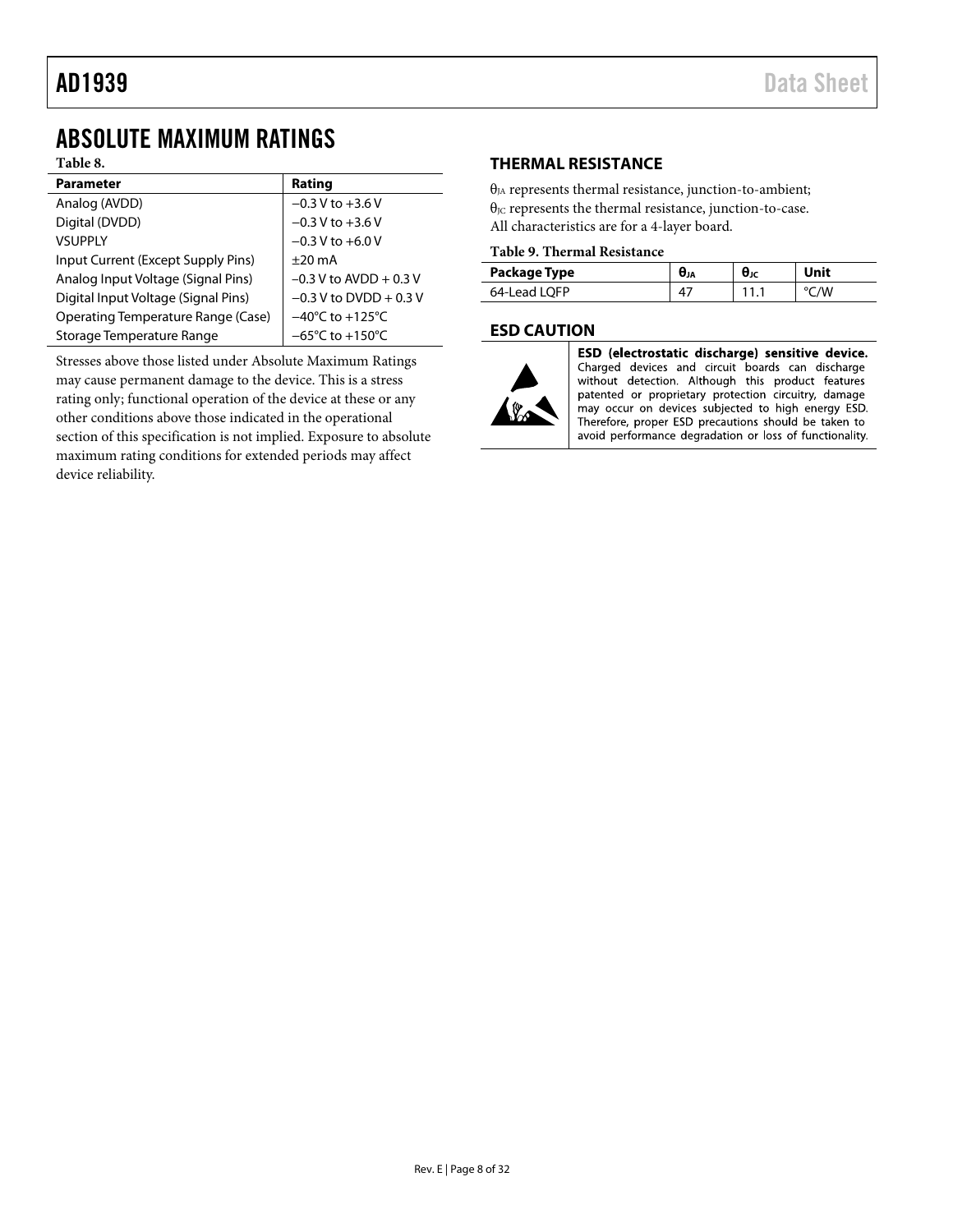# ABSOLUTE MAXIMUM RATINGS

**Table 8.**

| Parameter | Rating |
|---|---|
| Analog (AVDD) | −0.3 V to +3.6 V |
| Digital (DVDD) | −0.3 V to +3.6 V |
| VSUPPLY | −0.3 V to +6.0 V |
| Input Current (Except Supply Pins) | ±20 mA |
| Analog Input Voltage (Signal Pins) | −0.3 V to AVDD + 0.3 V |
| Digital Input Voltage (Signal Pins) | −0.3 V to DVDD + 0.3 V |
| Operating Temperature Range (Case) | −40°C to +125°C |
| Storage Temperature Range | −65°C to +150°C |

Stresses above those listed under Absolute Maximum Ratings may cause permanent damage to the device. This is a stress rating only; functional operation of the device at these or any other conditions above those indicated in the operational section of this specification is not implied. Exposure to absolute maximum rating conditions for extended periods may affect device reliability.

## THERMAL RESISTANCE

$\theta_{JA}$ represents thermal resistance, junction-to-ambient; $\theta_{JC}$ represents the thermal resistance, junction-to-case. All characteristics are for a 4-layer board.

**Table 9. Thermal Resistance**

| Package Type | $\theta_{JA}$ | $\theta_{JC}$ | Unit |
|---|---|---|---|
| 64-Lead LQFP | 47 | 11.1 | °C/W |

## ESD CAUTION

**ESD (electrostatic discharge) sensitive device.** Charged devices and circuit boards can discharge without detection. Although this product features patented or proprietary protection circuitry, damage may occur on devices subjected to high energy ESD. Therefore, proper ESD precautions should be taken to avoid performance degradation or loss of functionality.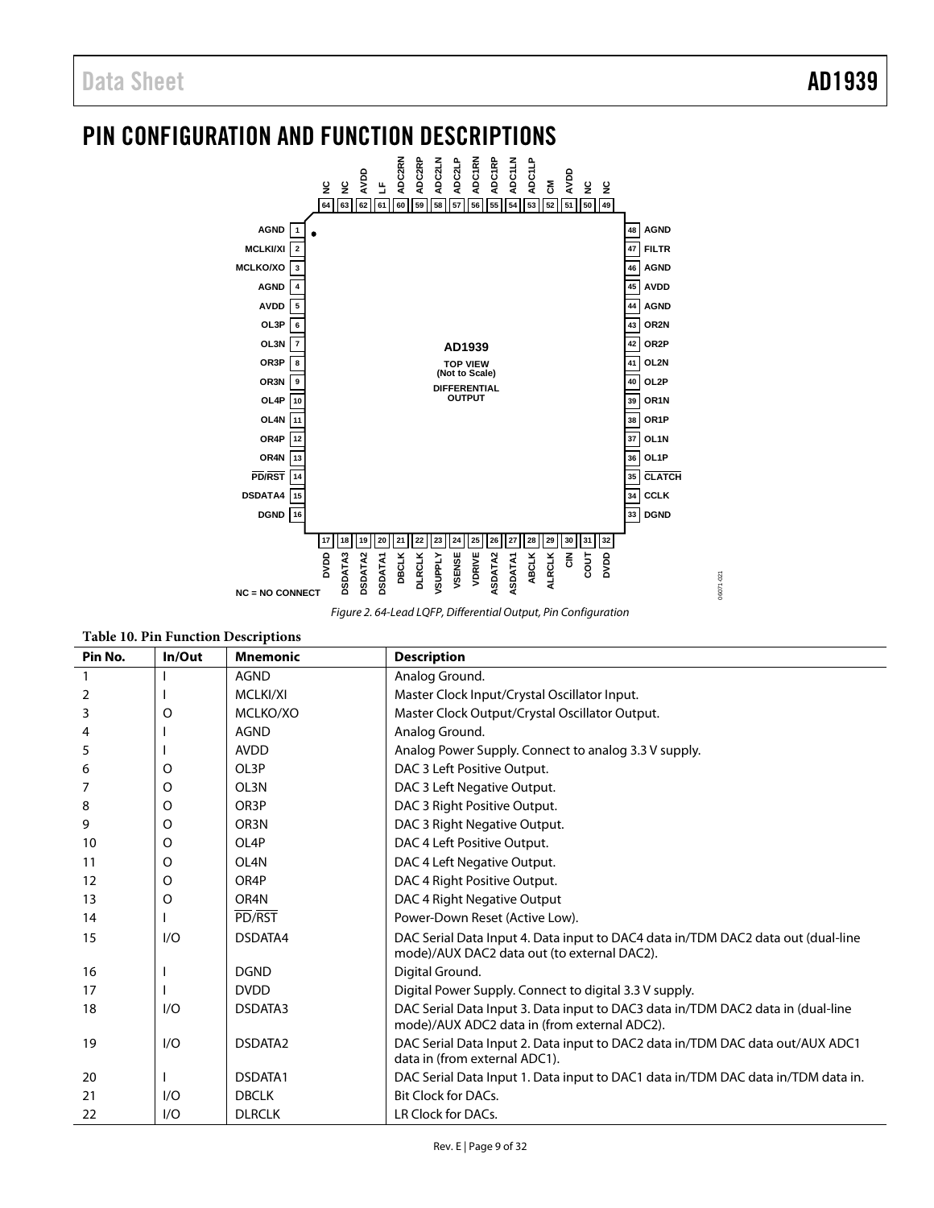# PIN CONFIGURATION AND FUNCTION DESCRIPTIONS

Figure 2. 64-Lead LQFP, Differential Output, Pin Configuration

**Table 10. Pin Function Descriptions**

| Pin No. | In/Out | Mnemonic | Description |
|---|---|---|---|
| 1 | I | AGND | Analog Ground. |
| 2 | I | MCLKI/XI | Master Clock Input/Crystal Oscillator Input. |
| 3 | O | MCLKO/XO | Master Clock Output/Crystal Oscillator Output. |
| 4 | I | AGND | Analog Ground. |
| 5 | I | AVDD | Analog Power Supply. Connect to analog 3.3 V supply. |
| 6 | O | OL3P | DAC 3 Left Positive Output. |
| 7 | O | OL3N | DAC 3 Left Negative Output. |
| 8 | O | OR3P | DAC 3 Right Positive Output. |
| 9 | O | OR3N | DAC 3 Right Negative Output. |
| 10 | O | OL4P | DAC 4 Left Positive Output. |
| 11 | O | OL4N | DAC 4 Left Negative Output. |
| 12 | O | OR4P | DAC 4 Right Positive Output. |
| 13 | O | OR4N | DAC 4 Right Negative Output |
| 14 | I | PD/RST | Power-Down Reset (Active Low). |
| 15 | I/O | DSDATA4 | DAC Serial Data Input 4. Data input to DAC4 data in/TDM DAC2 data out (dual-line mode)/AUX DAC2 data out (to external DAC2). |
| 16 | I | DGND | Digital Ground. |
| 17 | I | DVDD | Digital Power Supply. Connect to digital 3.3 V supply. |
| 18 | I/O | DSDATA3 | DAC Serial Data Input 3. Data input to DAC3 data in/TDM DAC2 data in (dual-line mode)/AUX ADC2 data in (from external ADC2). |
| 19 | I/O | DSDATA2 | DAC Serial Data Input 2. Data input to DAC2 data in/TDM DAC data out/AUX ADC1 data in (from external ADC1). |
| 20 | I | DSDATA1 | DAC Serial Data Input 1. Data input to DAC1 data in/TDM DAC data in/TDM data in. |
| 21 | I/O | DBCLK | Bit Clock for DACs. |
| 22 | I/O | DLRCLK | LR Clock for DACs. |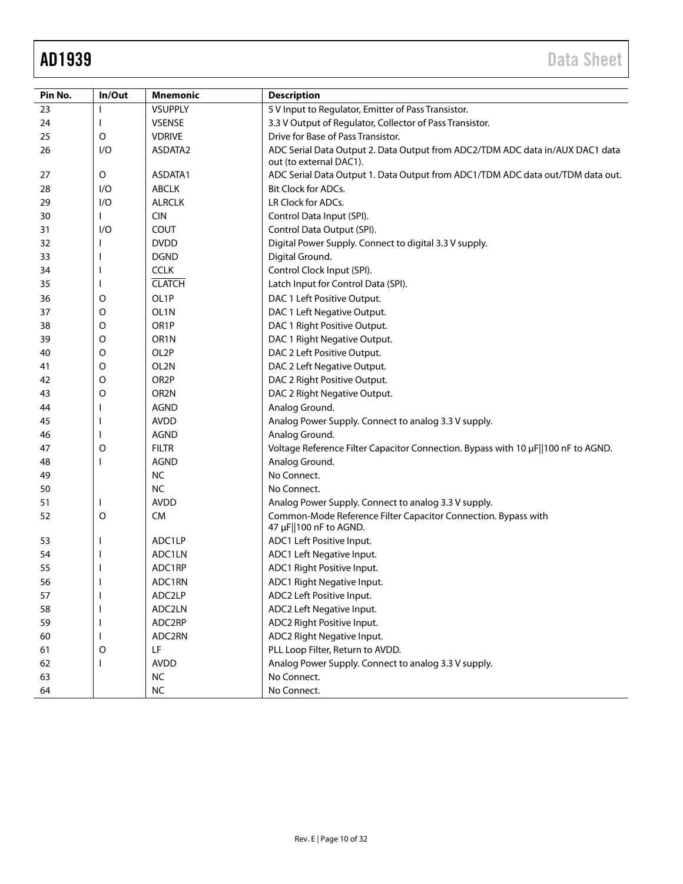| Pin No. | In/Out | Mnemonic | Description |
|---|---|---|---|
| 23 | I | VSUPPLY | 5 V Input to Regulator, Emitter of Pass Transistor. |
| 24 | I | VSENSE | 3.3 V Output of Regulator, Collector of Pass Transistor. |
| 25 | O | VDRIVE | Drive for Base of Pass Transistor. |
| 26 | I/O | ASDATA2 | ADC Serial Data Output 2. Data Output from ADC2/TDM ADC data in/AUX DAC1 data out (to external DAC1). |
| 27 | O | ASDATA1 | ADC Serial Data Output 1. Data Output from ADC1/TDM ADC data out/TDM data out. |
| 28 | I/O | ABCLK | Bit Clock for ADCs. |
| 29 | I/O | ALRCLK | LR Clock for ADCs. |
| 30 | I | CIN | Control Data Input (SPI). |
| 31 | I/O | COUT | Control Data Output (SPI). |
| 32 | I | DVDD | Digital Power Supply. Connect to digital 3.3 V supply. |
| 33 | I | DGND | Digital Ground. |
| 34 | I | CCLK | Control Clock Input (SPI). |
| 35 | I | $\overline{\text{CLATCH}}$ | Latch Input for Control Data (SPI). |
| 36 | O | OL1P | DAC 1 Left Positive Output. |
| 37 | O | OL1N | DAC 1 Left Negative Output. |
| 38 | O | OR1P | DAC 1 Right Positive Output. |
| 39 | O | OR1N | DAC 1 Right Negative Output. |
| 40 | O | OL2P | DAC 2 Left Positive Output. |
| 41 | O | OL2N | DAC 2 Left Negative Output. |
| 42 | O | OR2P | DAC 2 Right Positive Output. |
| 43 | O | OR2N | DAC 2 Right Negative Output. |
| 44 | I | AGND | Analog Ground. |
| 45 | I | AVDD | Analog Power Supply. Connect to analog 3.3 V supply. |
| 46 | I | AGND | Analog Ground. |
| 47 | O | FILTR | Voltage Reference Filter Capacitor Connection. Bypass with 10 μF\|\|100 nF to AGND. |
| 48 | I | AGND | Analog Ground. |
| 49 | | NC | No Connect. |
| 50 | | NC | No Connect. |
| 51 | I | AVDD | Analog Power Supply. Connect to analog 3.3 V supply. |
| 52 | O | CM | Common-Mode Reference Filter Capacitor Connection. Bypass with 47 μF\|\|100 nF to AGND. |
| 53 | I | ADC1LP | ADC1 Left Positive Input. |
| 54 | I | ADC1LN | ADC1 Left Negative Input. |
| 55 | I | ADC1RP | ADC1 Right Positive Input. |
| 56 | I | ADC1RN | ADC1 Right Negative Input. |
| 57 | I | ADC2LP | ADC2 Left Positive Input. |
| 58 | I | ADC2LN | ADC2 Left Negative Input. |
| 59 | I | ADC2RP | ADC2 Right Positive Input. |
| 60 | I | ADC2RN | ADC2 Right Negative Input. |
| 61 | O | LF | PLL Loop Filter, Return to AVDD. |
| 62 | I | AVDD | Analog Power Supply. Connect to analog 3.3 V supply. |
| 63 | | NC | No Connect. |
| 64 | | NC | No Connect. |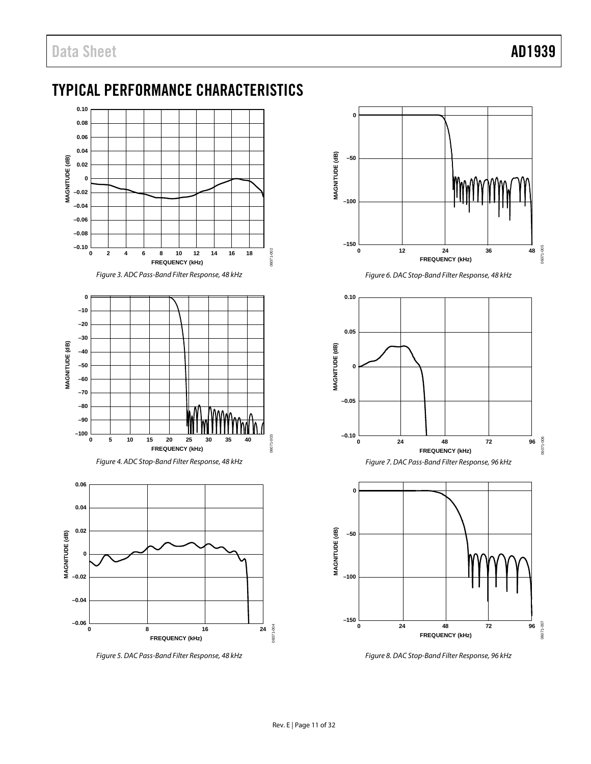## TYPICAL PERFORMANCE CHARACTERISTICS

Figure 3. ADC Pass-Band Filter Response, 48 kHz

Figure 4. ADC Stop-Band Filter Response, 48 kHz

Figure 5. DAC Pass-Band Filter Response, 48 kHz

Figure 6. DAC Stop-Band Filter Response, 48 kHz

Figure 7. DAC Pass-Band Filter Response, 96 kHz

Figure 8. DAC Stop-Band Filter Response, 96 kHz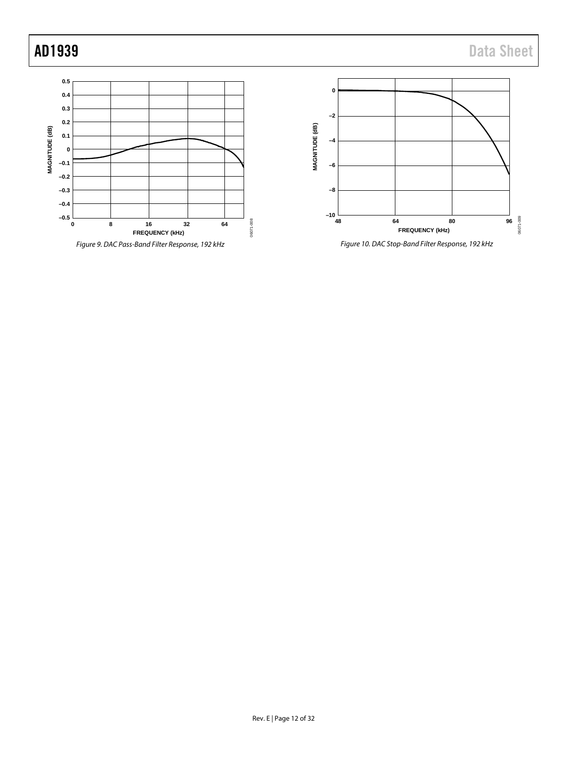Figure 9. DAC Pass-Band Filter Response, 192 kHz

Figure 10. DAC Stop-Band Filter Response, 192 kHz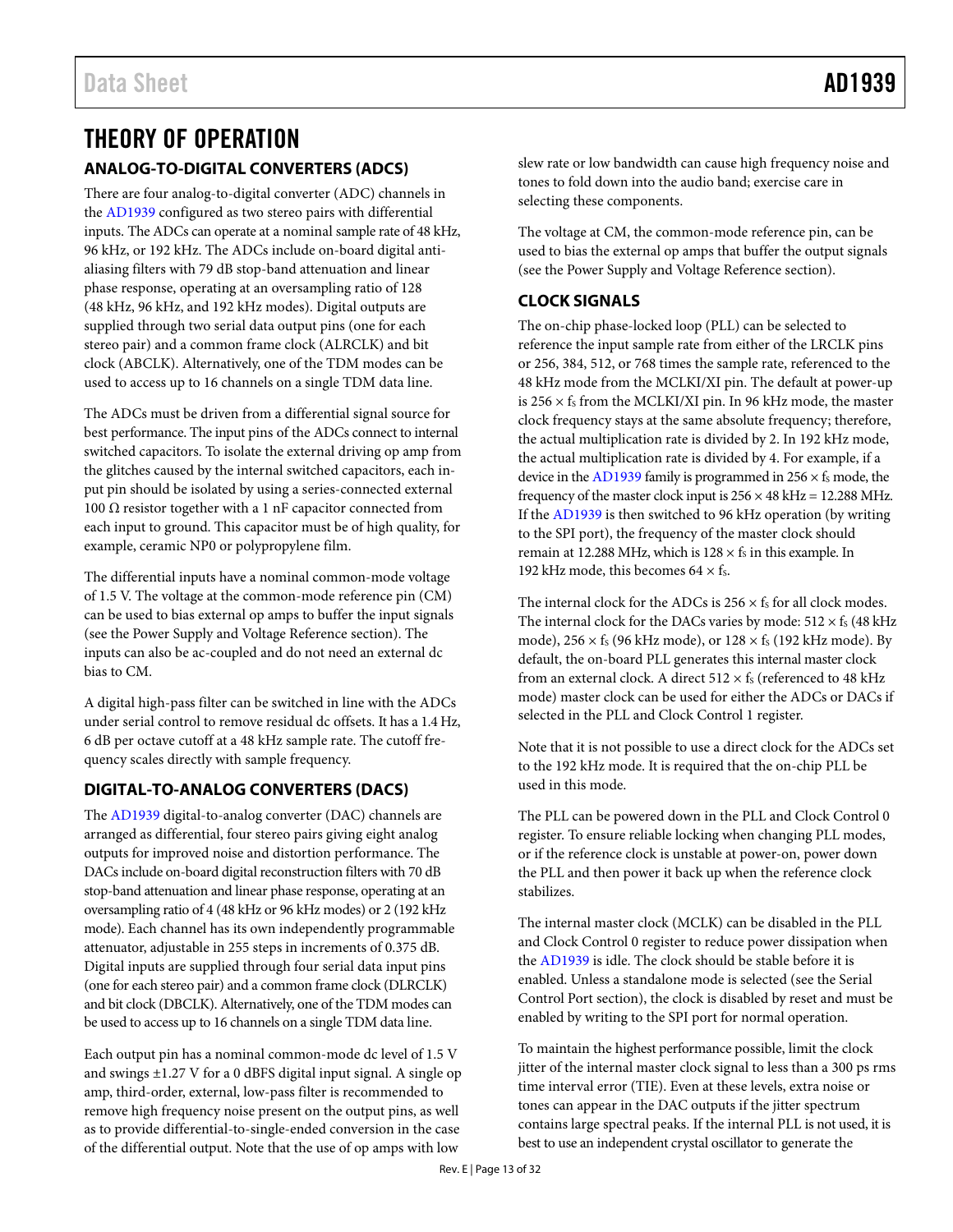# THEORY OF OPERATION

## ANALOG-TO-DIGITAL CONVERTERS (ADCS)

There are four analog-to-digital converter (ADC) channels in the AD1939 configured as two stereo pairs with differential inputs. The ADCs can operate at a nominal sample rate of 48 kHz, 96 kHz, or 192 kHz. The ADCs include on-board digital anti-aliasing filters with 79 dB stop-band attenuation and linear phase response, operating at an oversampling ratio of 128 (48 kHz, 96 kHz, and 192 kHz modes). Digital outputs are supplied through two serial data output pins (one for each stereo pair) and a common frame clock (ALRCLK) and bit clock (ABCLK). Alternatively, one of the TDM modes can be used to access up to 16 channels on a single TDM data line.

The ADCs must be driven from a differential signal source for best performance. The input pins of the ADCs connect to internal switched capacitors. To isolate the external driving op amp from the glitches caused by the internal switched capacitors, each input pin should be isolated by using a series-connected external 100 Ω resistor together with a 1 nF capacitor connected from each input to ground. This capacitor must be of high quality, for example, ceramic NP0 or polypropylene film.

The differential inputs have a nominal common-mode voltage of 1.5 V. The voltage at the common-mode reference pin (CM) can be used to bias external op amps to buffer the input signals (see the Power Supply and Voltage Reference section). The inputs can also be ac-coupled and do not need an external dc bias to CM.

A digital high-pass filter can be switched in line with the ADCs under serial control to remove residual dc offsets. It has a 1.4 Hz, 6 dB per octave cutoff at a 48 kHz sample rate. The cutoff frequency scales directly with sample frequency.

## DIGITAL-TO-ANALOG CONVERTERS (DACS)

The AD1939 digital-to-analog converter (DAC) channels are arranged as differential, four stereo pairs giving eight analog outputs for improved noise and distortion performance. The DACs include on-board digital reconstruction filters with 70 dB stop-band attenuation and linear phase response, operating at an oversampling ratio of 4 (48 kHz or 96 kHz modes) or 2 (192 kHz mode). Each channel has its own independently programmable attenuator, adjustable in 255 steps in increments of 0.375 dB. Digital inputs are supplied through four serial data input pins (one for each stereo pair) and a common frame clock (DLRCLK) and bit clock (DBCLK). Alternatively, one of the TDM modes can be used to access up to 16 channels on a single TDM data line.

Each output pin has a nominal common-mode dc level of 1.5 V and swings ±1.27 V for a 0 dBFS digital input signal. A single op amp, third-order, external, low-pass filter is recommended to remove high frequency noise present on the output pins, as well as to provide differential-to-single-ended conversion in the case of the differential output. Note that the use of op amps with low slew rate or low bandwidth can cause high frequency noise and tones to fold down into the audio band; exercise care in selecting these components.

The voltage at CM, the common-mode reference pin, can be used to bias the external op amps that buffer the output signals (see the Power Supply and Voltage Reference section).

## CLOCK SIGNALS

The on-chip phase-locked loop (PLL) can be selected to reference the input sample rate from either of the LRCLK pins or 256, 384, 512, or 768 times the sample rate, referenced to the 48 kHz mode from the MCLKI/XI pin. The default at power-up is $256 \times f_S$ from the MCLKI/XI pin. In 96 kHz mode, the master clock frequency stays at the same absolute frequency; therefore, the actual multiplication rate is divided by 2. In 192 kHz mode, the actual multiplication rate is divided by 4. For example, if a device in the AD1939 family is programmed in $256 \times f_S$ mode, the frequency of the master clock input is 256 × 48 kHz = 12.288 MHz. If the AD1939 is then switched to 96 kHz operation (by writing to the SPI port), the frequency of the master clock should remain at 12.288 MHz, which is $128 \times f_S$ in this example. In 192 kHz mode, this becomes $64 \times f_S$.

The internal clock for the ADCs is $256 \times f_S$ for all clock modes. The internal clock for the DACs varies by mode: $512 \times f_S$ (48 kHz mode), $256 \times f_S$ (96 kHz mode), or $128 \times f_S$ (192 kHz mode). By default, the on-board PLL generates this internal master clock from an external clock. A direct $512 \times f_S$ (referenced to 48 kHz mode) master clock can be used for either the ADCs or DACs if selected in the PLL and Clock Control 1 register.

Note that it is not possible to use a direct clock for the ADCs set to the 192 kHz mode. It is required that the on-chip PLL be used in this mode.

The PLL can be powered down in the PLL and Clock Control 0 register. To ensure reliable locking when changing PLL modes, or if the reference clock is unstable at power-on, power down the PLL and then power it back up when the reference clock stabilizes.

The internal master clock (MCLK) can be disabled in the PLL and Clock Control 0 register to reduce power dissipation when the AD1939 is idle. The clock should be stable before it is enabled. Unless a standalone mode is selected (see the Serial Control Port section), the clock is disabled by reset and must be enabled by writing to the SPI port for normal operation.

To maintain the highest performance possible, limit the clock jitter of the internal master clock signal to less than a 300 ps rms time interval error (TIE). Even at these levels, extra noise or tones can appear in the DAC outputs if the jitter spectrum contains large spectral peaks. If the internal PLL is not used, it is best to use an independent crystal oscillator to generate the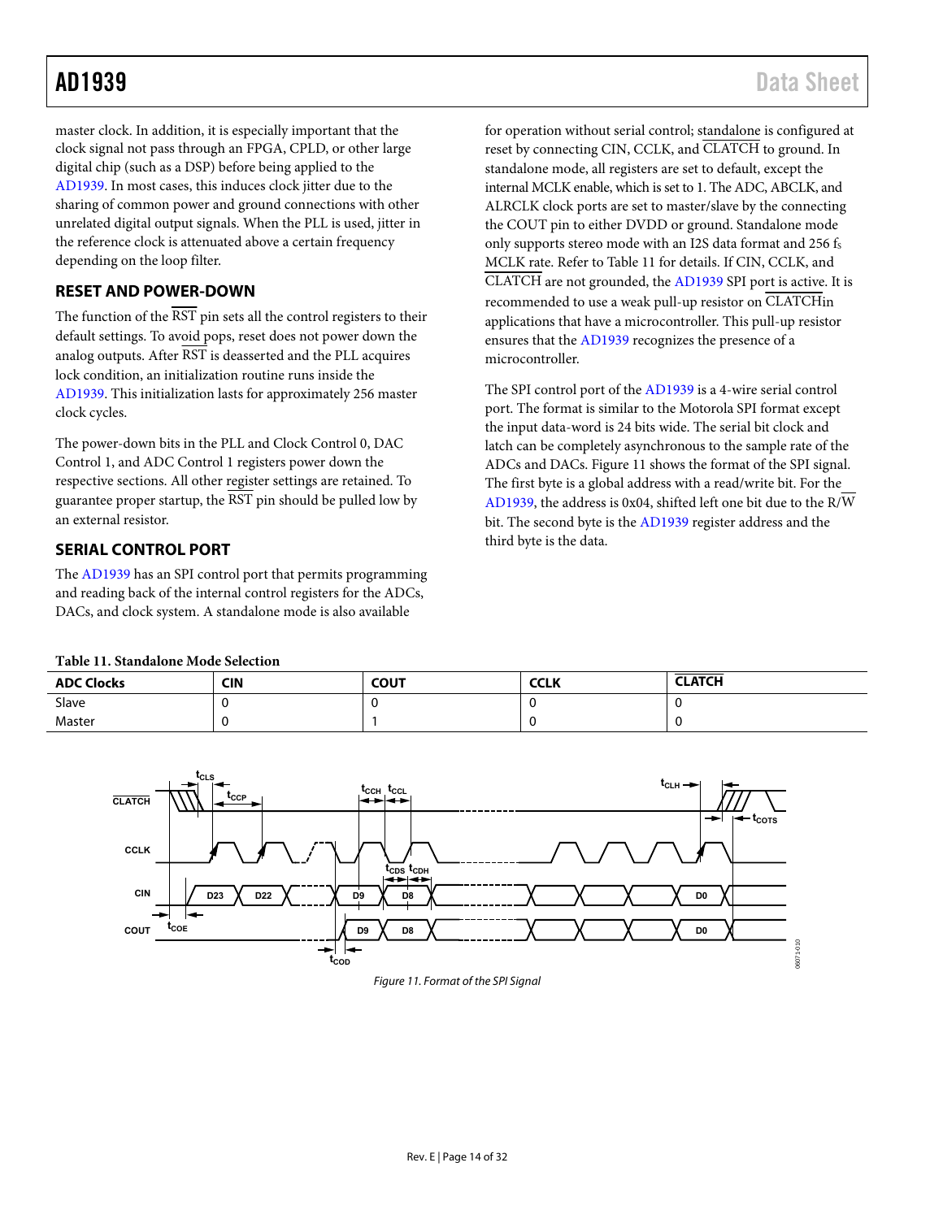master clock. In addition, it is especially important that the clock signal not pass through an FPGA, CPLD, or other large digital chip (such as a DSP) before being applied to the AD1939. In most cases, this induces clock jitter due to the sharing of common power and ground connections with other unrelated digital output signals. When the PLL is used, jitter in the reference clock is attenuated above a certain frequency depending on the loop filter.

## RESET AND POWER-DOWN

The function of the RST pin sets all the control registers to their default settings. To avoid pops, reset does not power down the analog outputs. After RST is deasserted and the PLL acquires lock condition, an initialization routine runs inside the AD1939. This initialization lasts for approximately 256 master clock cycles.

The power-down bits in the PLL and Clock Control 0, DAC Control 1, and ADC Control 1 registers power down the respective sections. All other register settings are retained. To guarantee proper startup, the RST pin should be pulled low by an external resistor.

## SERIAL CONTROL PORT

The AD1939 has an SPI control port that permits programming and reading back of the internal control registers for the ADCs, DACs, and clock system. A standalone mode is also available for operation without serial control; standalone is configured at reset by connecting CIN, CCLK, and CLATCH to ground. In standalone mode, all registers are set to default, except the internal MCLK enable, which is set to 1. The ADC, ABCLK, and ALRCLK clock ports are set to master/slave by the connecting the COUT pin to either DVDD or ground. Standalone mode only supports stereo mode with an I2S data format and 256 $f_S$ MCLK rate. Refer to Table 11 for details. If CIN, CCLK, and CLATCH are not grounded, the AD1939 SPI port is active. It is recommended to use a weak pull-up resistor on CLATCH in applications that have a microcontroller. This pull-up resistor ensures that the AD1939 recognizes the presence of a microcontroller.

The SPI control port of the AD1939 is a 4-wire serial control port. The format is similar to the Motorola SPI format except the input data-word is 24 bits wide. The serial bit clock and latch can be completely asynchronous to the sample rate of the ADCs and DACs. Figure 11 shows the format of the SPI signal. The first byte is a global address with a read/write bit. For the AD1939, the address is 0x04, shifted left one bit due to the R/W bit. The second byte is the AD1939 register address and the third byte is the data.

**Table 11. Standalone Mode Selection**

| ADC Clocks | CIN | COUT | CCLK | CLATCH |
|---|---|---|---|---|
| Slave | 0 | 0 | 0 | 0 |
| Master | 0 | 1 | 0 | 0 |

*Figure 11. Format of the SPI Signal*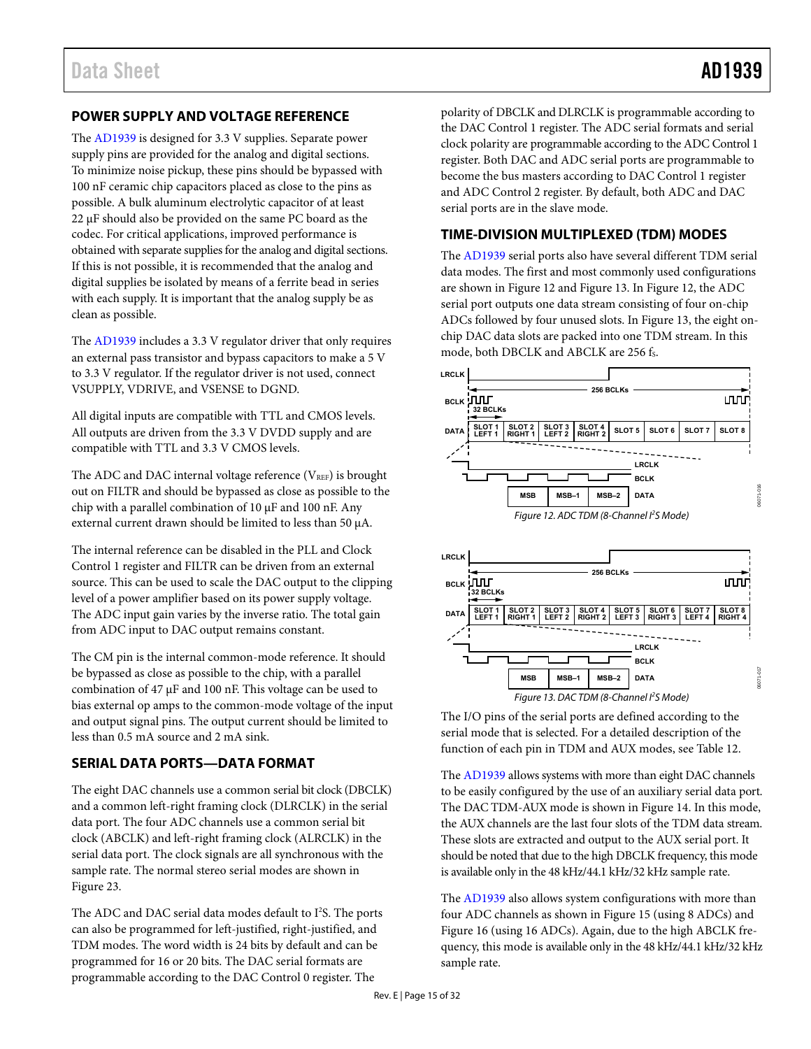## POWER SUPPLY AND VOLTAGE REFERENCE

The AD1939 is designed for 3.3 V supplies. Separate power supply pins are provided for the analog and digital sections. To minimize noise pickup, these pins should be bypassed with 100 nF ceramic chip capacitors placed as close to the pins as possible. A bulk aluminum electrolytic capacitor of at least 22 µF should also be provided on the same PC board as the codec. For critical applications, improved performance is obtained with separate supplies for the analog and digital sections. If this is not possible, it is recommended that the analog and digital supplies be isolated by means of a ferrite bead in series with each supply. It is important that the analog supply be as clean as possible.

The AD1939 includes a 3.3 V regulator driver that only requires an external pass transistor and bypass capacitors to make a 5 V to 3.3 V regulator. If the regulator driver is not used, connect VSUPPLY, VDRIVE, and VSENSE to DGND.

All digital inputs are compatible with TTL and CMOS levels. All outputs are driven from the 3.3 V DVDD supply and are compatible with TTL and 3.3 V CMOS levels.

The ADC and DAC internal voltage reference ($V_{REF}$) is brought out on FILTR and should be bypassed as close as possible to the chip with a parallel combination of 10 µF and 100 nF. Any external current drawn should be limited to less than 50 µA.

The internal reference can be disabled in the PLL and Clock Control 1 register and FILTR can be driven from an external source. This can be used to scale the DAC output to the clipping level of a power amplifier based on its power supply voltage. The ADC input gain varies by the inverse ratio. The total gain from ADC input to DAC output remains constant.

The CM pin is the internal common-mode reference. It should be bypassed as close as possible to the chip, with a parallel combination of 47 µF and 100 nF. This voltage can be used to bias external op amps to the common-mode voltage of the input and output signal pins. The output current should be limited to less than 0.5 mA source and 2 mA sink.

## SERIAL DATA PORTS—DATA FORMAT

The eight DAC channels use a common serial bit clock (DBCLK) and a common left-right framing clock (DLRCLK) in the serial data port. The four ADC channels use a common serial bit clock (ABCLK) and left-right framing clock (ALRCLK) in the serial data port. The clock signals are all synchronous with the sample rate. The normal stereo serial modes are shown in Figure 23.

The ADC and DAC serial data modes default to I²S. The ports can also be programmed for left-justified, right-justified, and TDM modes. The word width is 24 bits by default and can be programmed for 16 or 20 bits. The DAC serial formats are programmable according to the DAC Control 0 register. The polarity of DBCLK and DLRCLK is programmable according to the DAC Control 1 register. The ADC serial formats and serial clock polarity are programmable according to the ADC Control 1 register. Both DAC and ADC serial ports are programmable to become the bus masters according to DAC Control 1 register and ADC Control 2 register. By default, both ADC and DAC serial ports are in the slave mode.

## TIME-DIVISION MULTIPLEXED (TDM) MODES

The AD1939 serial ports also have several different TDM serial data modes. The first and most commonly used configurations are shown in Figure 12 and Figure 13. In Figure 12, the ADC serial port outputs one data stream consisting of four on-chip ADCs followed by four unused slots. In Figure 13, the eight on-chip DAC data slots are packed into one TDM stream. In this mode, both DBCLK and ABCLK are 256 $f_S$.

Figure 12. ADC TDM (8-Channel I²S Mode)

Figure 13. DAC TDM (8-Channel I²S Mode)

The I/O pins of the serial ports are defined according to the serial mode that is selected. For a detailed description of the function of each pin in TDM and AUX modes, see Table 12.

The AD1939 allows systems with more than eight DAC channels to be easily configured by the use of an auxiliary serial data port. The DAC TDM-AUX mode is shown in Figure 14. In this mode, the AUX channels are the last four slots of the TDM data stream. These slots are extracted and output to the AUX serial port. It should be noted that due to the high DBCLK frequency, this mode is available only in the 48 kHz/44.1 kHz/32 kHz sample rate.

The AD1939 also allows system configurations with more than four ADC channels as shown in Figure 15 (using 8 ADCs) and Figure 16 (using 16 ADCs). Again, due to the high ABCLK frequency, this mode is available only in the 48 kHz/44.1 kHz/32 kHz sample rate.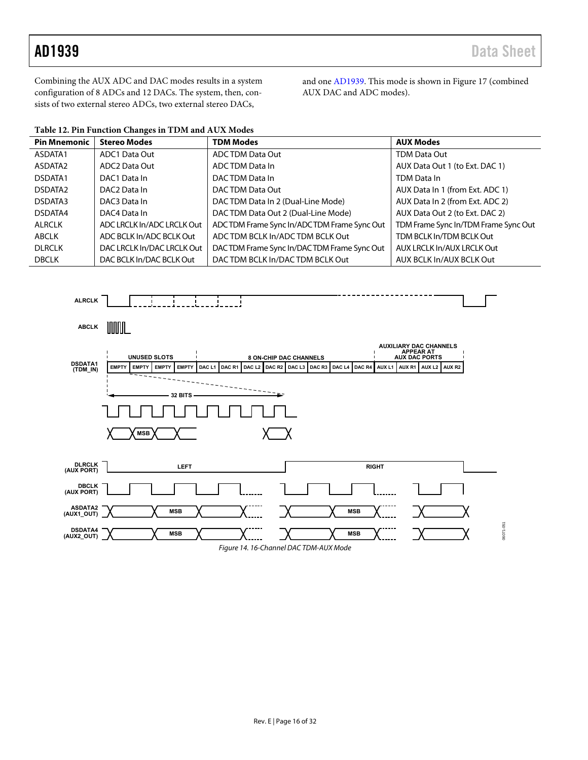Combining the AUX ADC and DAC modes results in a system configuration of 8 ADCs and 12 DACs. The system, then, consists of two external stereo ADCs, two external stereo DACs, and one AD1939. This mode is shown in Figure 17 (combined AUX DAC and ADC modes).

**Table 12. Pin Function Changes in TDM and AUX Modes**

| Pin Mnemonic | Stereo Modes | TDM Modes | AUX Modes |
|---|---|---|---|
| ASDATA1 | ADC1 Data Out | ADC TDM Data Out | TDM Data Out |
| ASDATA2 | ADC2 Data Out | ADC TDM Data In | AUX Data Out 1 (to Ext. DAC 1) |
| DSDATA1 | DAC1 Data In | DAC TDM Data In | TDM Data In |
| DSDATA2 | DAC2 Data In | DAC TDM Data Out | AUX Data In 1 (from Ext. ADC 1) |
| DSDATA3 | DAC3 Data In | DAC TDM Data In 2 (Dual-Line Mode) | AUX Data In 2 (from Ext. ADC 2) |
| DSDATA4 | DAC4 Data In | DAC TDM Data Out 2 (Dual-Line Mode) | AUX Data Out 2 (to Ext. DAC 2) |
| ALRCLK | ADC LRCLK In/ADC LRCLK Out | ADC TDM Frame Sync In/ADC TDM Frame Sync Out | TDM Frame Sync In/TDM Frame Sync Out |
| ABCLK | ADC BCLK In/ADC BCLK Out | ADC TDM BCLK In/ADC TDM BCLK Out | TDM BCLK In/TDM BCLK Out |
| DLRCLK | DAC LRCLK In/DAC LRCLK Out | DAC TDM Frame Sync In/DAC TDM Frame Sync Out | AUX LRCLK In/AUX LRCLK Out |
| DBCLK | DAC BCLK In/DAC BCLK Out | DAC TDM BCLK In/DAC TDM BCLK Out | AUX BCLK In/AUX BCLK Out |

*Figure 14. 16-Channel DAC TDM-AUX Mode*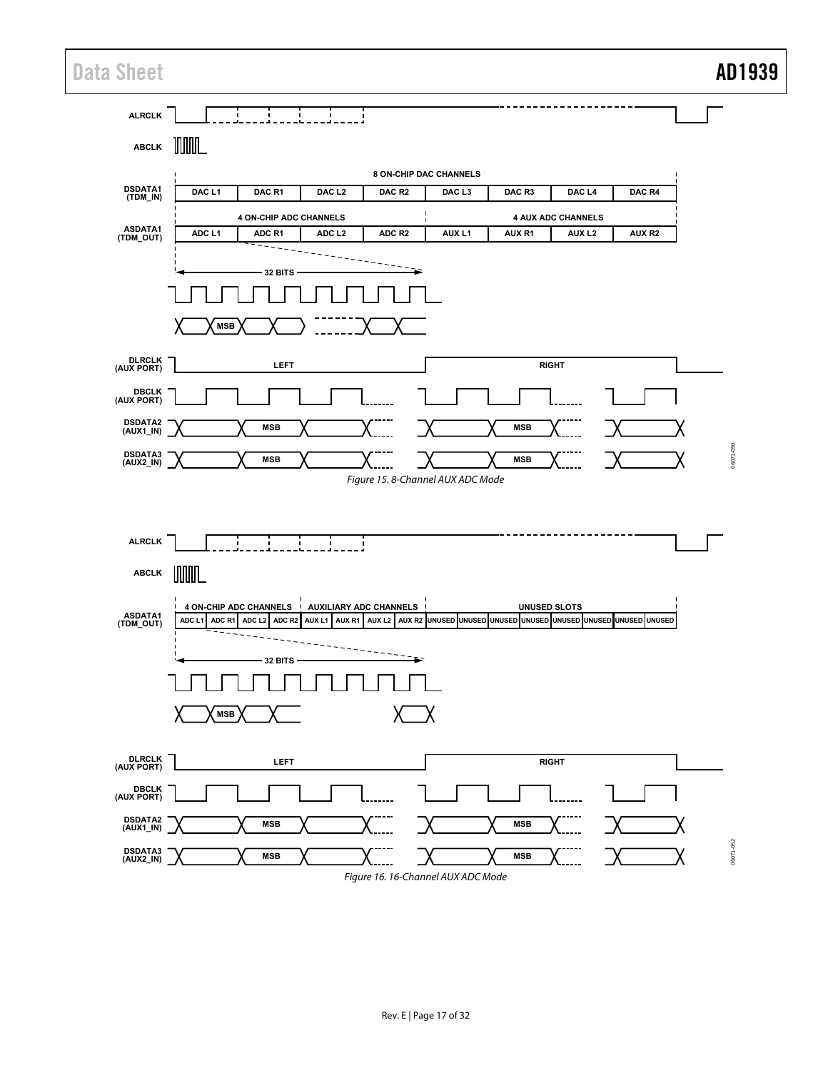Figure 15. 8-Channel AUX ADC Mode

Figure 16. 16-Channel AUX ADC Mode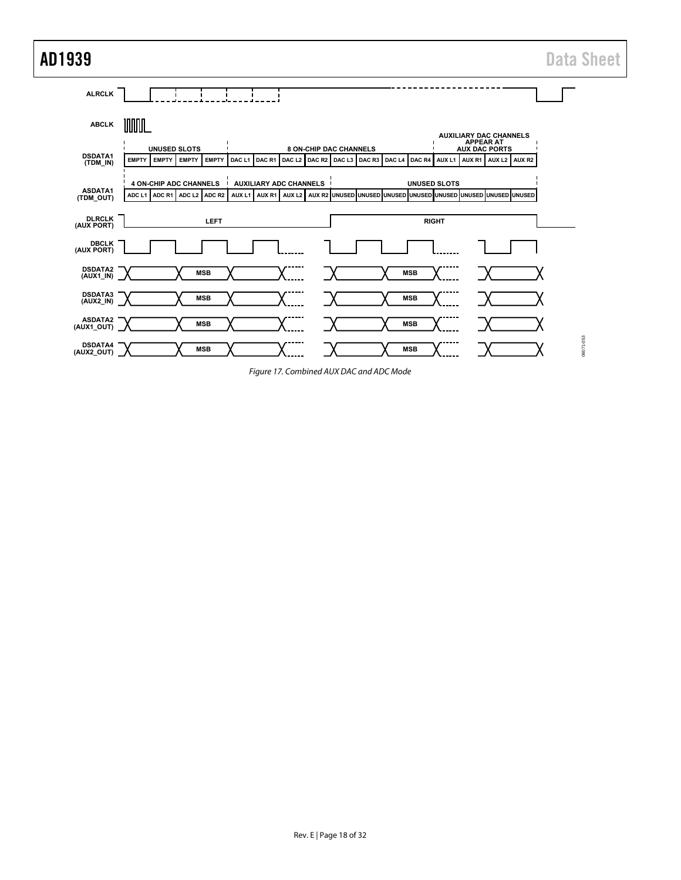Figure 17. Combined AUX DAC and ADC Mode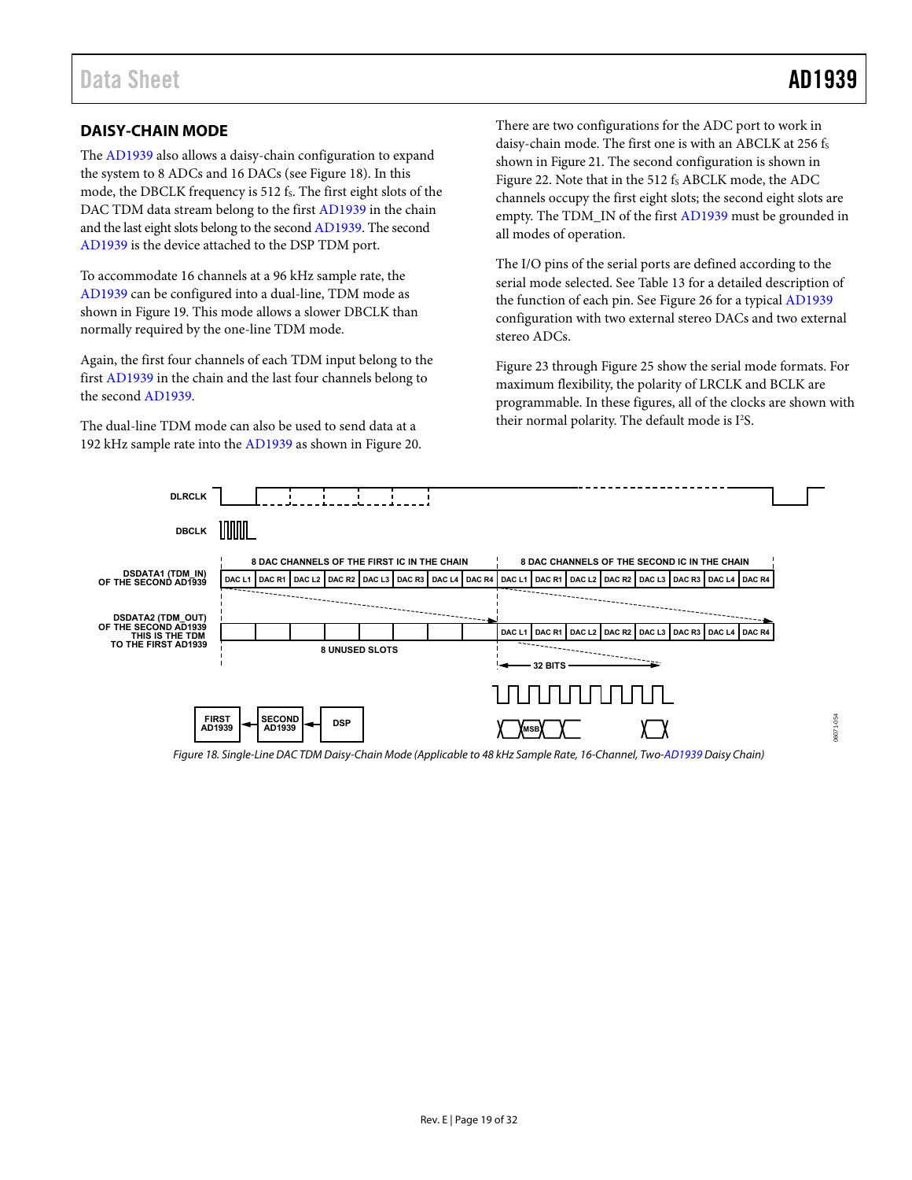## DAISY-CHAIN MODE

The AD1939 also allows a daisy-chain configuration to expand the system to 8 ADCs and 16 DACs (see Figure 18). In this mode, the DBCLK frequency is 512 $f_S$. The first eight slots of the DAC TDM data stream belong to the first AD1939 in the chain and the last eight slots belong to the second AD1939. The second AD1939 is the device attached to the DSP TDM port.

To accommodate 16 channels at a 96 kHz sample rate, the AD1939 can be configured into a dual-line, TDM mode as shown in Figure 19. This mode allows a slower DBCLK than normally required by the one-line TDM mode.

Again, the first four channels of each TDM input belong to the first AD1939 in the chain and the last four channels belong to the second AD1939.

The dual-line TDM mode can also be used to send data at a 192 kHz sample rate into the AD1939 as shown in Figure 20.

There are two configurations for the ADC port to work in daisy-chain mode. The first one is with an ABCLK at 256 $f_S$ shown in Figure 21. The second configuration is shown in Figure 22. Note that in the 512 $f_S$ ABCLK mode, the ADC channels occupy the first eight slots; the second eight slots are empty. The TDM_IN of the first AD1939 must be grounded in all modes of operation.

The I/O pins of the serial ports are defined according to the serial mode selected. See Table 13 for a detailed description of the function of each pin. See Figure 26 for a typical AD1939 configuration with two external stereo DACs and two external stereo ADCs.

Figure 23 through Figure 25 show the serial mode formats. For maximum flexibility, the polarity of LRCLK and BCLK are programmable. In these figures, all of the clocks are shown with their normal polarity. The default mode is I²S.

*Figure 18. Single-Line DAC TDM Daisy-Chain Mode (Applicable to 48 kHz Sample Rate, 16-Channel, Two-AD1939 Daisy Chain)*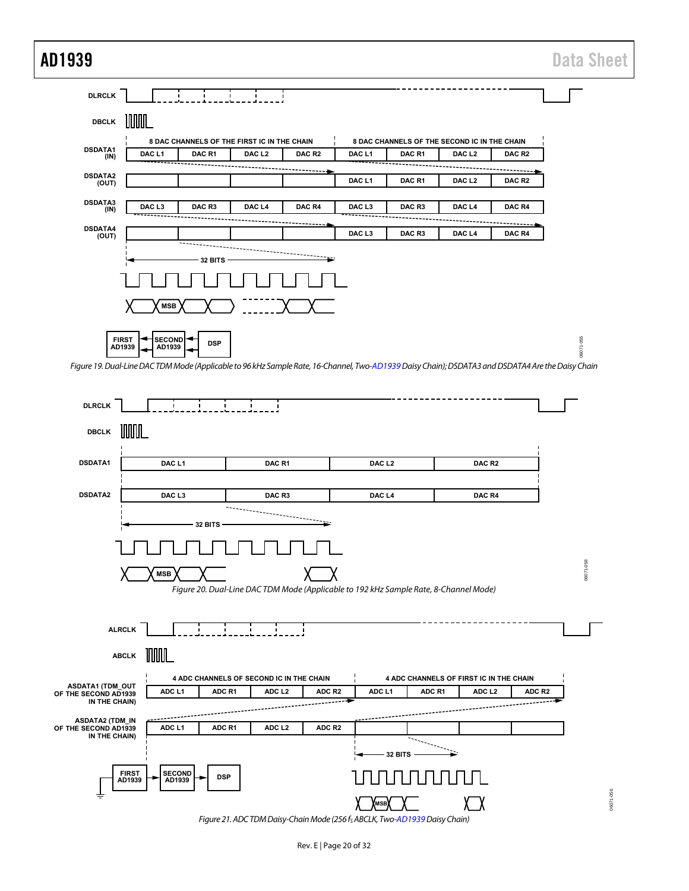DLRCLK

DBCLK

8 DAC CHANNELS OF THE FIRST IC IN THE CHAIN

8 DAC CHANNELS OF THE SECOND IC IN THE CHAIN

DSDATA1 (IN): DAC L1 | DAC R1 | DAC L2 | DAC R2 | DAC L1 | DAC R1 | DAC L2 | DAC R2

DSDATA2 (OUT): | | | | DAC L1 | DAC R1 | DAC L2 | DAC R2

DSDATA3 (IN): DAC L3 | DAC R3 | DAC L4 | DAC R4 | DAC L3 | DAC R3 | DAC L4 | DAC R4

DSDATA4 (OUT): | | | | DAC L3 | DAC R3 | DAC L4 | DAC R4

32 BITS

MSB

FIRST AD1939 ← SECOND AD1939 ← DSP

06071-055

*Figure 19. Dual-Line DAC TDM Mode (Applicable to 96 kHz Sample Rate, 16-Channel, Two-AD1939 Daisy Chain); DSDATA3 and DSDATA4 Are the Daisy Chain*

DLRCLK

DBCLK

DSDATA1: DAC L1 | DAC R1 | DAC L2 | DAC R2

DSDATA2: DAC L3 | DAC R3 | DAC L4 | DAC R4

32 BITS

MSB

06071-058

*Figure 20. Dual-Line DAC TDM Mode (Applicable to 192 kHz Sample Rate, 8-Channel Mode)*

ALRCLK

ABCLK

4 ADC CHANNELS OF SECOND IC IN THE CHAIN

4 ADC CHANNELS OF FIRST IC IN THE CHAIN

ASDATA1 (TDM_OUT OF THE SECOND AD1939 IN THE CHAIN): ADC L1 | ADC R1 | ADC L2 | ADC R2 | ADC L1 | ADC R1 | ADC L2 | ADC R2

ASDATA2 (TDM_IN OF THE SECOND AD1939 IN THE CHAIN): ADC L1 | ADC R1 | ADC L2 | ADC R2 | | | |

32 BITS

FIRST AD1939 → SECOND AD1939 → DSP

MSB

06071-056

*Figure 21. ADC TDM Daisy-Chain Mode (256 $f_S$ ABCLK, Two-AD1939 Daisy Chain)*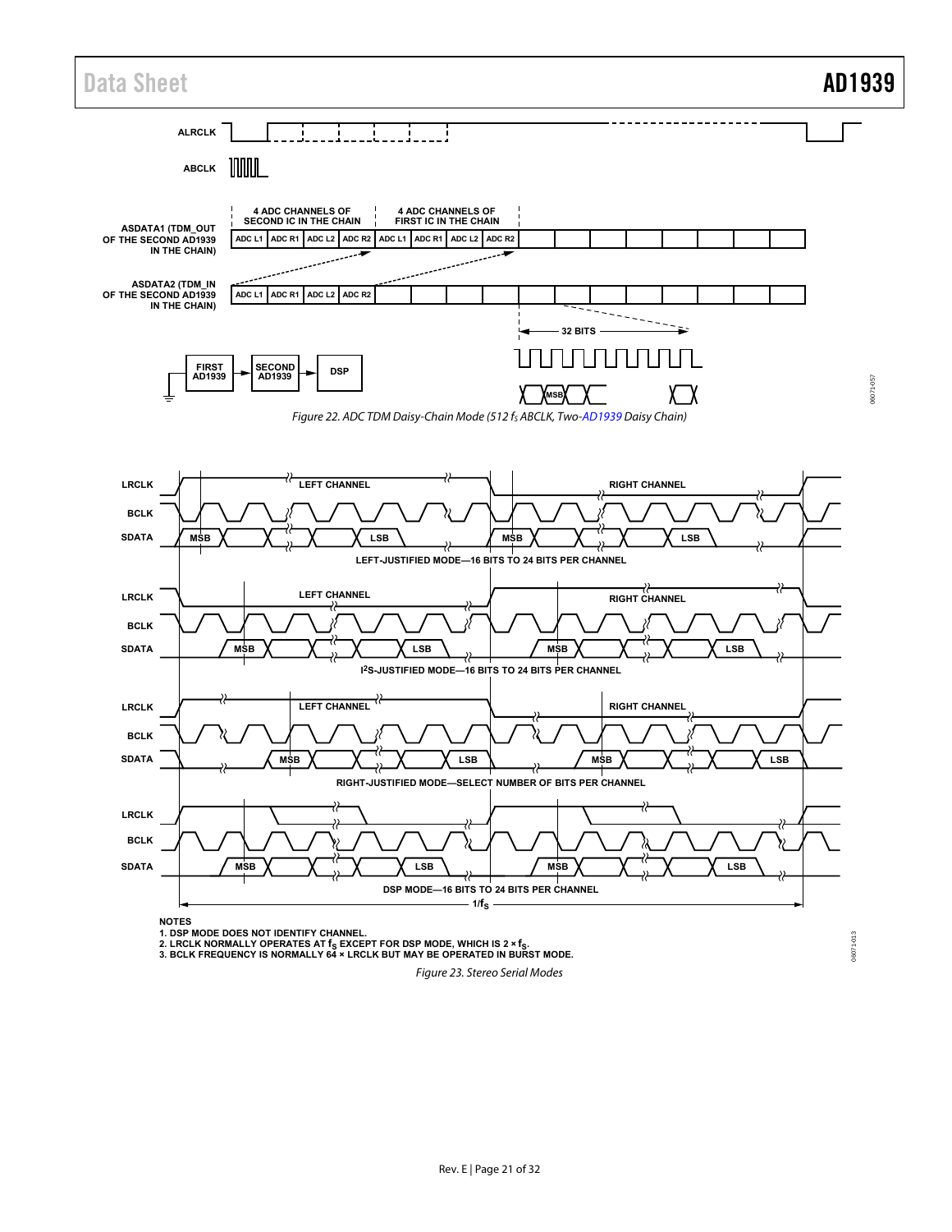Figure 22. ADC TDM Daisy-Chain Mode (512 $f_S$ ABCLK, Two-AD1939 Daisy Chain)

Figure 23. Stereo Serial Modes

NOTES
1. DSP MODE DOES NOT IDENTIFY CHANNEL.
2. LRCLK NORMALLY OPERATES AT $f_S$ EXCEPT FOR DSP MODE, WHICH IS $2 \times f_S$.
3. BCLK FREQUENCY IS NORMALLY 64 × LRCLK BUT MAY BE OPERATED IN BURST MODE.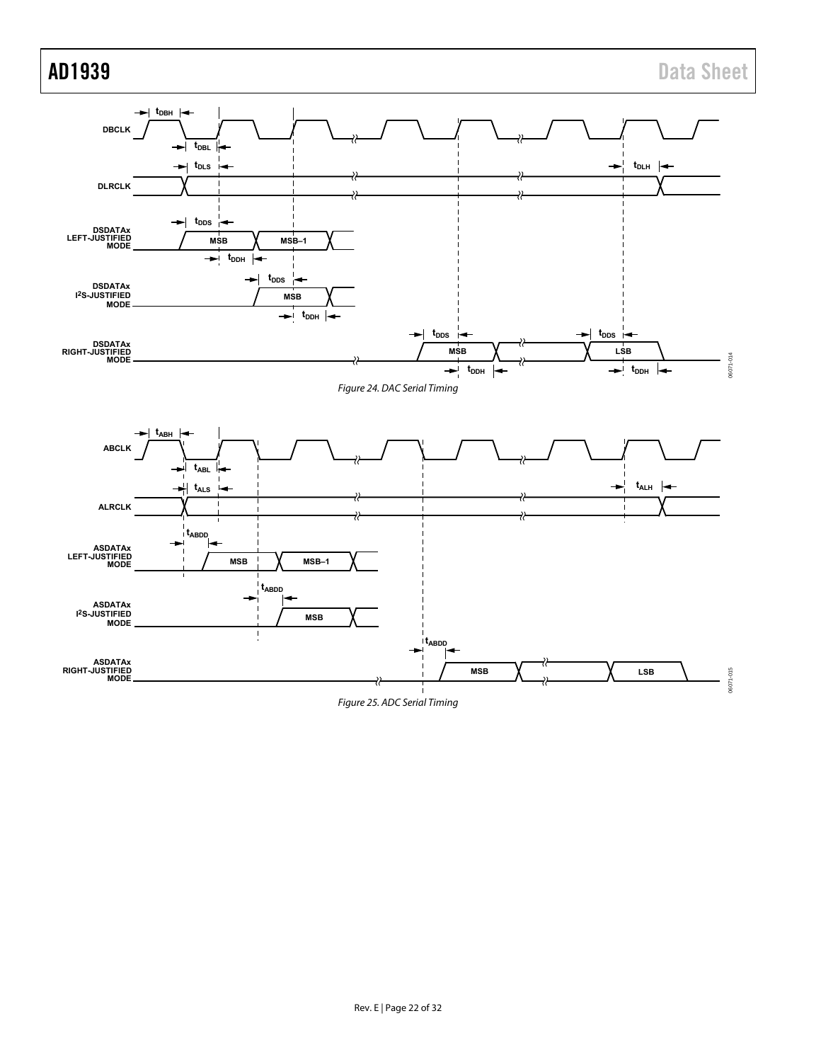Figure 24. DAC Serial Timing

Figure 25. ADC Serial Timing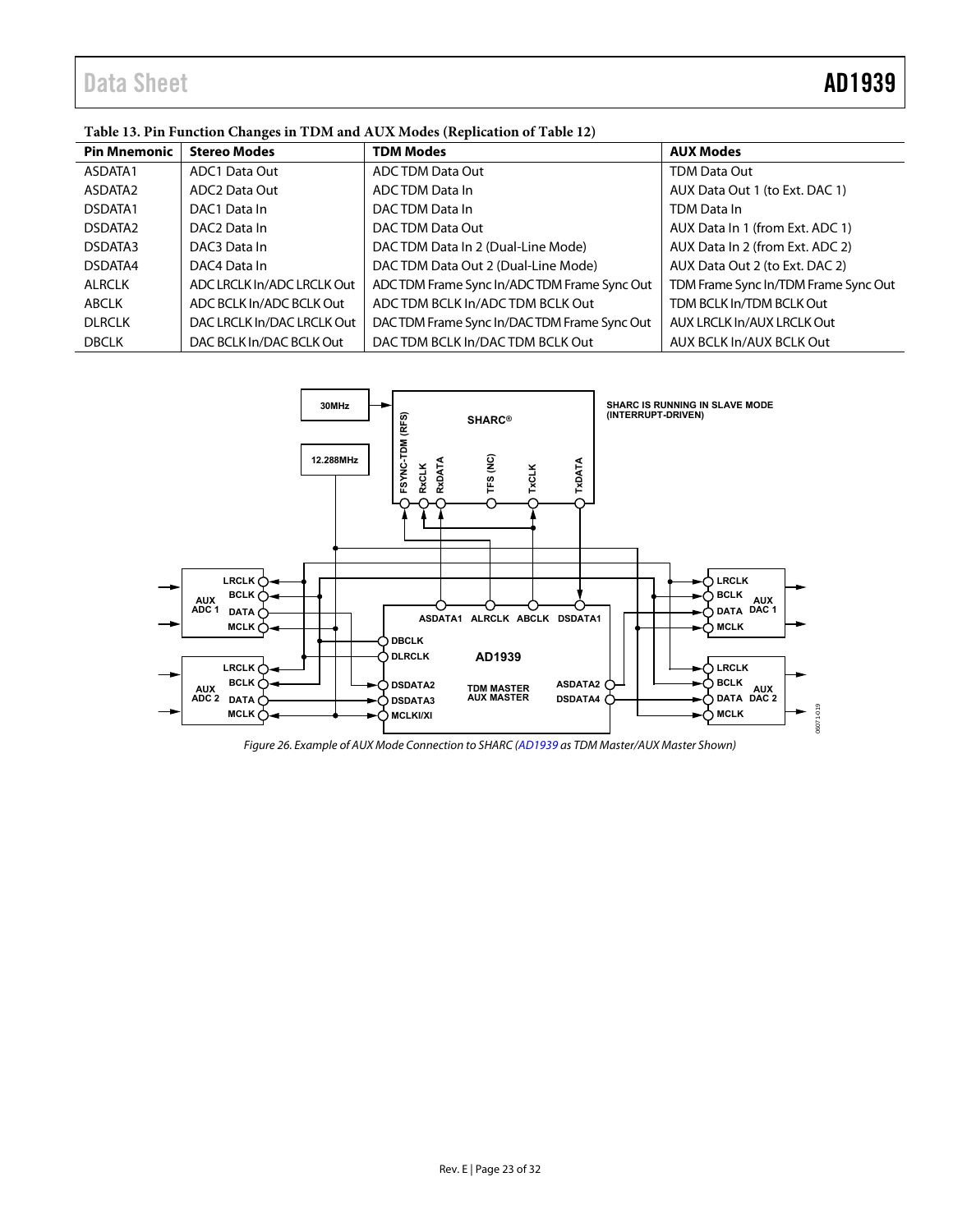**Table 13. Pin Function Changes in TDM and AUX Modes (Replication of Table 12)**

| Pin Mnemonic | Stereo Modes | TDM Modes | AUX Modes |
|---|---|---|---|
| ASDATA1 | ADC1 Data Out | ADC TDM Data Out | TDM Data Out |
| ASDATA2 | ADC2 Data Out | ADC TDM Data In | AUX Data Out 1 (to Ext. DAC 1) |
| DSDATA1 | DAC1 Data In | DAC TDM Data In | TDM Data In |
| DSDATA2 | DAC2 Data In | DAC TDM Data Out | AUX Data In 1 (from Ext. ADC 1) |
| DSDATA3 | DAC3 Data In | DAC TDM Data In 2 (Dual-Line Mode) | AUX Data In 2 (from Ext. ADC 2) |
| DSDATA4 | DAC4 Data In | DAC TDM Data Out 2 (Dual-Line Mode) | AUX Data Out 2 (to Ext. DAC 2) |
| ALRCLK | ADC LRCLK In/ADC LRCLK Out | ADC TDM Frame Sync In/ADC TDM Frame Sync Out | TDM Frame Sync In/TDM Frame Sync Out |
| ABCLK | ADC BCLK In/ADC BCLK Out | ADC TDM BCLK In/ADC TDM BCLK Out | TDM BCLK In/TDM BCLK Out |
| DLRCLK | DAC LRCLK In/DAC LRCLK Out | DAC TDM Frame Sync In/DAC TDM Frame Sync Out | AUX LRCLK In/AUX LRCLK Out |
| DBCLK | DAC BCLK In/DAC BCLK Out | DAC TDM BCLK In/DAC TDM BCLK Out | AUX BCLK In/AUX BCLK Out |

*Figure 26. Example of AUX Mode Connection to SHARC (AD1939 as TDM Master/AUX Master Shown)*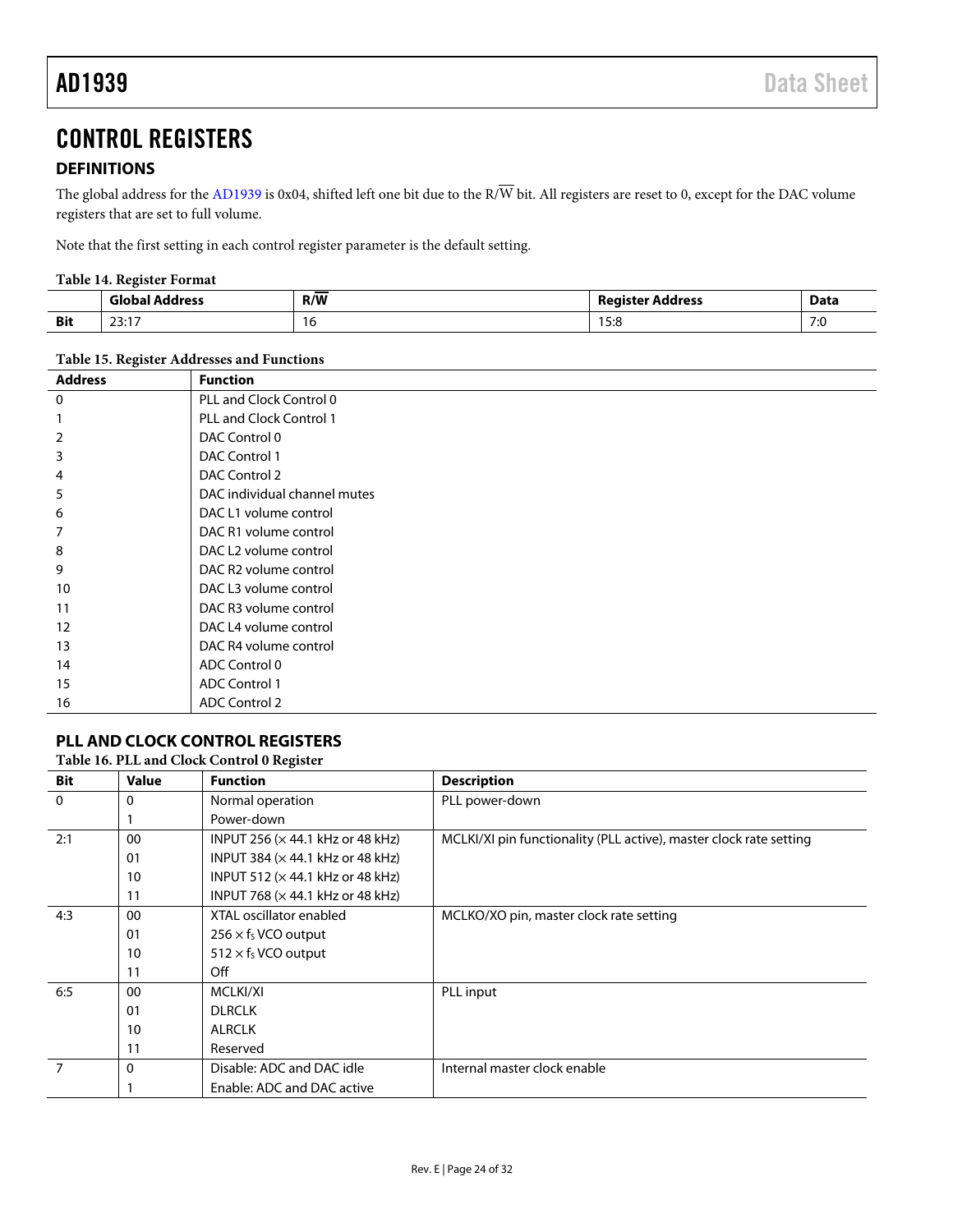# CONTROL REGISTERS

## DEFINITIONS

The global address for the AD1939 is 0x04, shifted left one bit due to the R/$\overline{W}$ bit. All registers are reset to 0, except for the DAC volume registers that are set to full volume.

Note that the first setting in each control register parameter is the default setting.

**Table 14. Register Format**

| | Global Address | R/$\overline{W}$ | Register Address | Data |
|---|---|---|---|---|
| **Bit** | 23:17 | 16 | 15:8 | 7:0 |

**Table 15. Register Addresses and Functions**

| Address | Function |
|---|---|
| 0 | PLL and Clock Control 0 |
| 1 | PLL and Clock Control 1 |
| 2 | DAC Control 0 |
| 3 | DAC Control 1 |
| 4 | DAC Control 2 |
| 5 | DAC individual channel mutes |
| 6 | DAC L1 volume control |
| 7 | DAC R1 volume control |
| 8 | DAC L2 volume control |
| 9 | DAC R2 volume control |
| 10 | DAC L3 volume control |
| 11 | DAC R3 volume control |
| 12 | DAC L4 volume control |
| 13 | DAC R4 volume control |
| 14 | ADC Control 0 |
| 15 | ADC Control 1 |
| 16 | ADC Control 2 |

## PLL AND CLOCK CONTROL REGISTERS

**Table 16. PLL and Clock Control 0 Register**

| Bit | Value | Function | Description |
|---|---|---|---|
| 0 | 0 | Normal operation | PLL power-down |
| | 1 | Power-down | |
| 2:1 | 00 | INPUT 256 (× 44.1 kHz or 48 kHz) | MCLKI/XI pin functionality (PLL active), master clock rate setting |
| | 01 | INPUT 384 (× 44.1 kHz or 48 kHz) | |
| | 10 | INPUT 512 (× 44.1 kHz or 48 kHz) | |
| | 11 | INPUT 768 (× 44.1 kHz or 48 kHz) | |
| 4:3 | 00 | XTAL oscillator enabled | MCLKO/XO pin, master clock rate setting |
| | 01 | $256 \times f_S$ VCO output | |
| | 10 | $512 \times f_S$ VCO output | |
| | 11 | Off | |
| 6:5 | 00 | MCLKI/XI | PLL input |
| | 01 | DLRCLK | |
| | 10 | ALRCLK | |
| | 11 | Reserved | |
| 7 | 0 | Disable: ADC and DAC idle | Internal master clock enable |
| | 1 | Enable: ADC and DAC active | |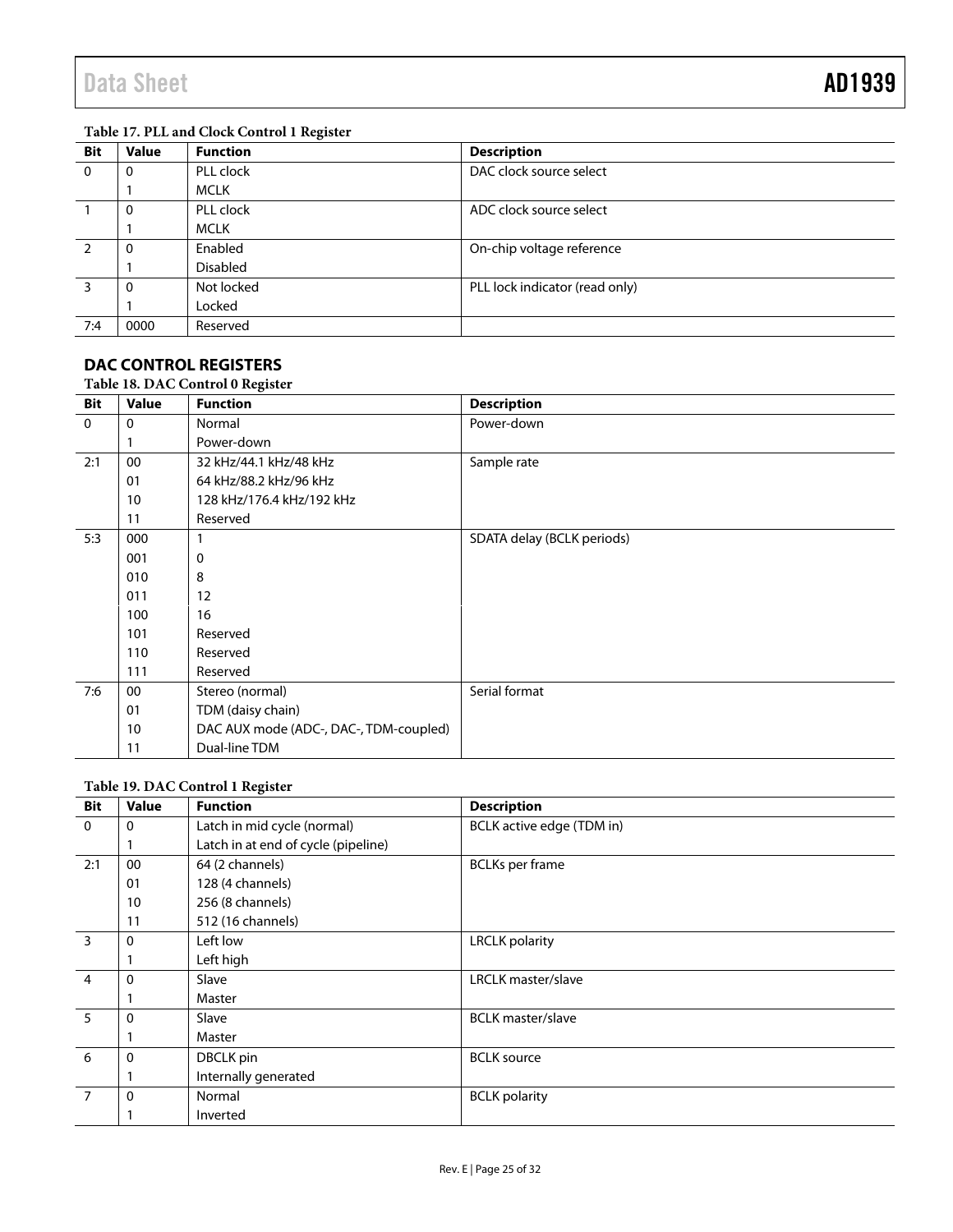**Table 17. PLL and Clock Control 1 Register**

| Bit | Value | Function | Description |
|---|---|---|---|
| 0 | 0 | PLL clock | DAC clock source select |
| | 1 | MCLK | |
| 1 | 0 | PLL clock | ADC clock source select |
| | 1 | MCLK | |
| 2 | 0 | Enabled | On-chip voltage reference |
| | 1 | Disabled | |
| 3 | 0 | Not locked | PLL lock indicator (read only) |
| | 1 | Locked | |
| 7:4 | 0000 | Reserved | |

## DAC CONTROL REGISTERS

**Table 18. DAC Control 0 Register**

| Bit | Value | Function | Description |
|---|---|---|---|
| 0 | 0 | Normal | Power-down |
| | 1 | Power-down | |
| 2:1 | 00 | 32 kHz/44.1 kHz/48 kHz | Sample rate |
| | 01 | 64 kHz/88.2 kHz/96 kHz | |
| | 10 | 128 kHz/176.4 kHz/192 kHz | |
| | 11 | Reserved | |
| 5:3 | 000 | 1 | SDATA delay (BCLK periods) |
| | 001 | 0 | |
| | 010 | 8 | |
| | 011 | 12 | |
| | 100 | 16 | |
| | 101 | Reserved | |
| | 110 | Reserved | |
| | 111 | Reserved | |
| 7:6 | 00 | Stereo (normal) | Serial format |
| | 01 | TDM (daisy chain) | |
| | 10 | DAC AUX mode (ADC-, DAC-, TDM-coupled) | |
| | 11 | Dual-line TDM | |

**Table 19. DAC Control 1 Register**

| Bit | Value | Function | Description |
|---|---|---|---|
| 0 | 0 | Latch in mid cycle (normal) | BCLK active edge (TDM in) |
| | 1 | Latch in at end of cycle (pipeline) | |
| 2:1 | 00 | 64 (2 channels) | BCLKs per frame |
| | 01 | 128 (4 channels) | |
| | 10 | 256 (8 channels) | |
| | 11 | 512 (16 channels) | |
| 3 | 0 | Left low | LRCLK polarity |
| | 1 | Left high | |
| 4 | 0 | Slave | LRCLK master/slave |
| | 1 | Master | |
| 5 | 0 | Slave | BCLK master/slave |
| | 1 | Master | |
| 6 | 0 | DBCLK pin | BCLK source |
| | 1 | Internally generated | |
| 7 | 0 | Normal | BCLK polarity |
| | 1 | Inverted | |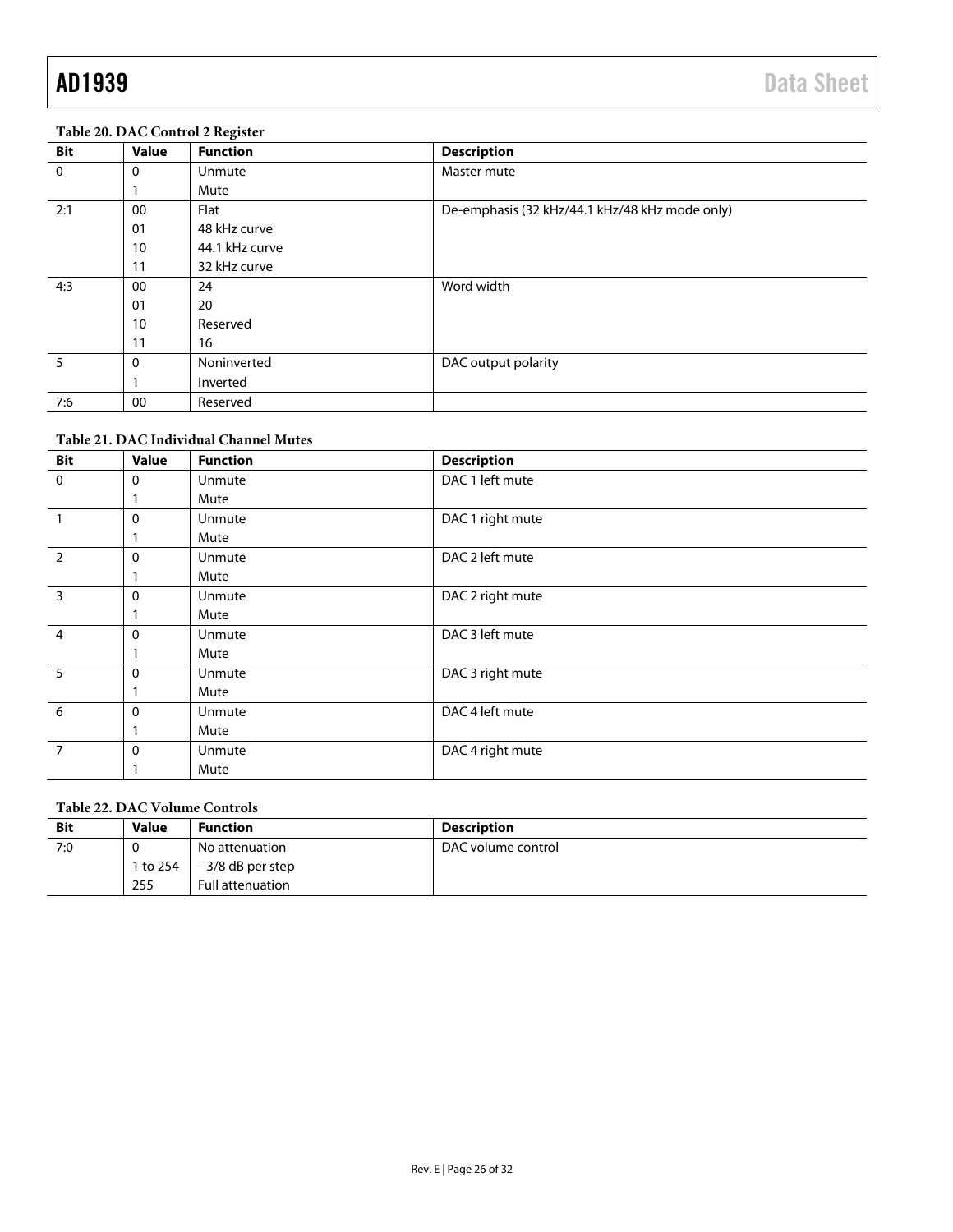**Table 20. DAC Control 2 Register**

| Bit | Value | Function | Description |
|---|---|---|---|
| 0 | 0 | Unmute | Master mute |
| | 1 | Mute | |
| 2:1 | 00 | Flat | De-emphasis (32 kHz/44.1 kHz/48 kHz mode only) |
| | 01 | 48 kHz curve | |
| | 10 | 44.1 kHz curve | |
| | 11 | 32 kHz curve | |
| 4:3 | 00 | 24 | Word width |
| | 01 | 20 | |
| | 10 | Reserved | |
| | 11 | 16 | |
| 5 | 0 | Noninverted | DAC output polarity |
| | 1 | Inverted | |
| 7:6 | 00 | Reserved | |

**Table 21. DAC Individual Channel Mutes**

| Bit | Value | Function | Description |
|---|---|---|---|
| 0 | 0 | Unmute | DAC 1 left mute |
| | 1 | Mute | |
| 1 | 0 | Unmute | DAC 1 right mute |
| | 1 | Mute | |
| 2 | 0 | Unmute | DAC 2 left mute |
| | 1 | Mute | |
| 3 | 0 | Unmute | DAC 2 right mute |
| | 1 | Mute | |
| 4 | 0 | Unmute | DAC 3 left mute |
| | 1 | Mute | |
| 5 | 0 | Unmute | DAC 3 right mute |
| | 1 | Mute | |
| 6 | 0 | Unmute | DAC 4 left mute |
| | 1 | Mute | |
| 7 | 0 | Unmute | DAC 4 right mute |
| | 1 | Mute | |

**Table 22. DAC Volume Controls**

| Bit | Value | Function | Description |
|---|---|---|---|
| 7:0 | 0 | No attenuation | DAC volume control |
| | 1 to 254 | −3/8 dB per step | |
| | 255 | Full attenuation | |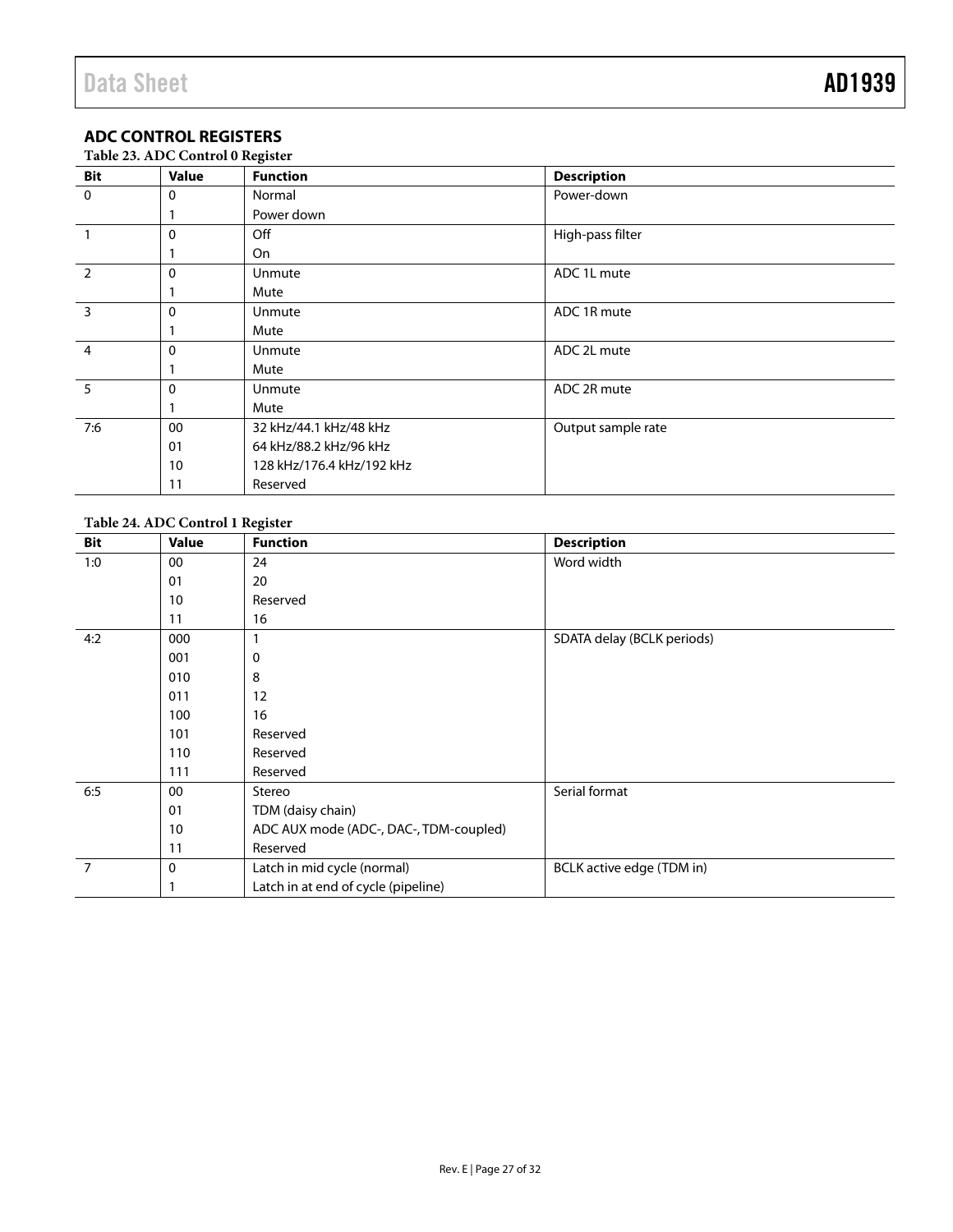## ADC CONTROL REGISTERS

**Table 23. ADC Control 0 Register**

| Bit | Value | Function | Description |
|---|---|---|---|
| 0 | 0 | Normal | Power-down |
| | 1 | Power down | |
| 1 | 0 | Off | High-pass filter |
| | 1 | On | |
| 2 | 0 | Unmute | ADC 1L mute |
| | 1 | Mute | |
| 3 | 0 | Unmute | ADC 1R mute |
| | 1 | Mute | |
| 4 | 0 | Unmute | ADC 2L mute |
| | 1 | Mute | |
| 5 | 0 | Unmute | ADC 2R mute |
| | 1 | Mute | |
| 7:6 | 00 | 32 kHz/44.1 kHz/48 kHz | Output sample rate |
| | 01 | 64 kHz/88.2 kHz/96 kHz | |
| | 10 | 128 kHz/176.4 kHz/192 kHz | |
| | 11 | Reserved | |

**Table 24. ADC Control 1 Register**

| Bit | Value | Function | Description |
|---|---|---|---|
| 1:0 | 00 | 24 | Word width |
| | 01 | 20 | |
| | 10 | Reserved | |
| | 11 | 16 | |
| 4:2 | 000 | 1 | SDATA delay (BCLK periods) |
| | 001 | 0 | |
| | 010 | 8 | |
| | 011 | 12 | |
| | 100 | 16 | |
| | 101 | Reserved | |
| | 110 | Reserved | |
| | 111 | Reserved | |
| 6:5 | 00 | Stereo | Serial format |
| | 01 | TDM (daisy chain) | |
| | 10 | ADC AUX mode (ADC-, DAC-, TDM-coupled) | |
| | 11 | Reserved | |
| 7 | 0 | Latch in mid cycle (normal) | BCLK active edge (TDM in) |
| | 1 | Latch in at end of cycle (pipeline) | |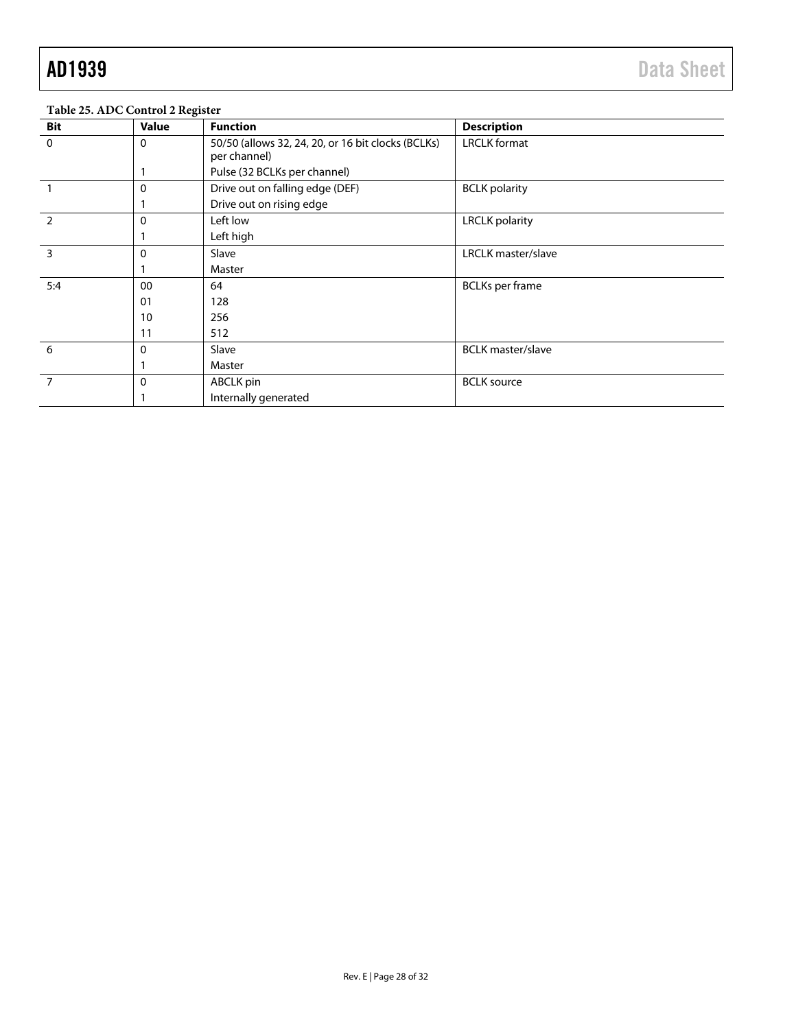**Table 25. ADC Control 2 Register**

| Bit | Value | Function | Description |
|---|---|---|---|
| 0 | 0 | 50/50 (allows 32, 24, 20, or 16 bit clocks (BCLKs) per channel) | LRCLK format |
| | 1 | Pulse (32 BCLKs per channel) | |
| 1 | 0 | Drive out on falling edge (DEF) | BCLK polarity |
| | 1 | Drive out on rising edge | |
| 2 | 0 | Left low | LRCLK polarity |
| | 1 | Left high | |
| 3 | 0 | Slave | LRCLK master/slave |
| | 1 | Master | |
| 5:4 | 00 | 64 | BCLKs per frame |
| | 01 | 128 | |
| | 10 | 256 | |
| | 11 | 512 | |
| 6 | 0 | Slave | BCLK master/slave |
| | 1 | Master | |
| 7 | 0 | ABCLK pin | BCLK source |
| | 1 | Internally generated | |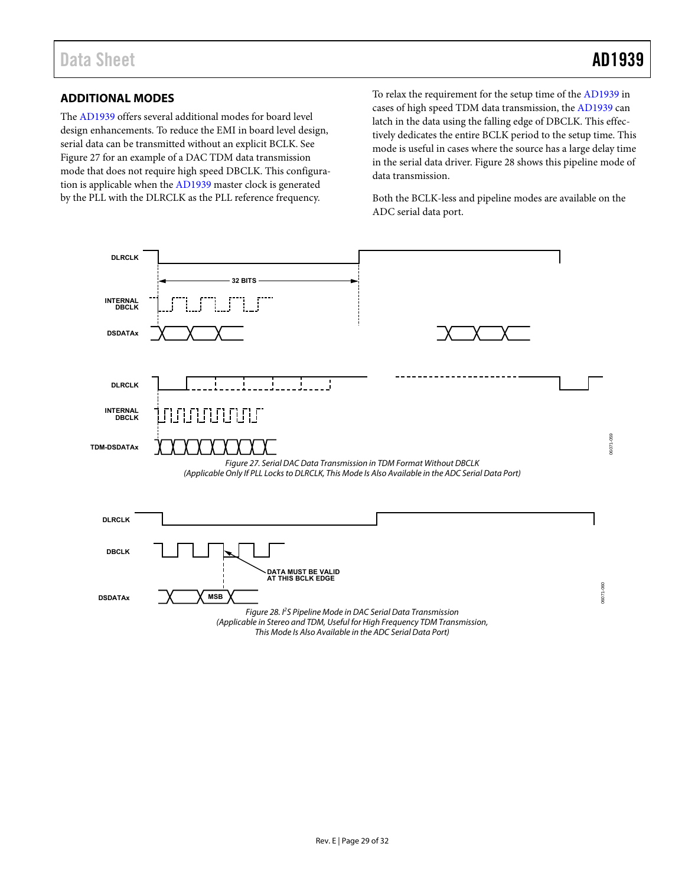## ADDITIONAL MODES

The AD1939 offers several additional modes for board level design enhancements. To reduce the EMI in board level design, serial data can be transmitted without an explicit BCLK. See Figure 27 for an example of a DAC TDM data transmission mode that does not require high speed DBCLK. This configuration is applicable when the AD1939 master clock is generated by the PLL with the DLRCLK as the PLL reference frequency.

To relax the requirement for the setup time of the AD1939 in cases of high speed TDM data transmission, the AD1939 can latch in the data using the falling edge of DBCLK. This effectively dedicates the entire BCLK period to the setup time. This mode is useful in cases where the source has a large delay time in the serial data driver. Figure 28 shows this pipeline mode of data transmission.

Both the BCLK-less and pipeline modes are available on the ADC serial data port.

*Figure 27. Serial DAC Data Transmission in TDM Format Without DBCLK (Applicable Only If PLL Locks to DLRCLK, This Mode Is Also Available in the ADC Serial Data Port)*

*Figure 28. I²S Pipeline Mode in DAC Serial Data Transmission (Applicable in Stereo and TDM, Useful for High Frequency TDM Transmission, This Mode Is Also Available in the ADC Serial Data Port)*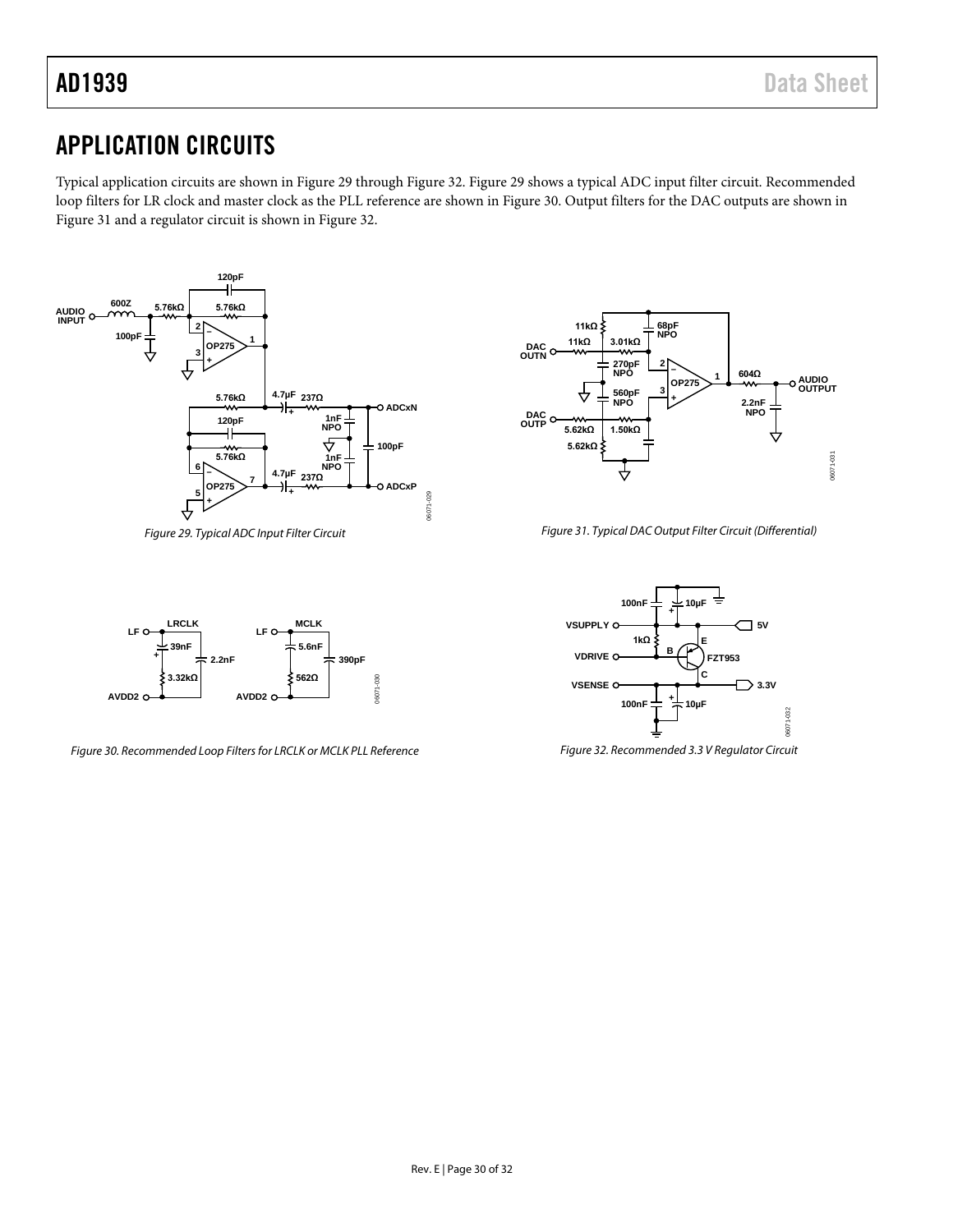# APPLICATION CIRCUITS

Typical application circuits are shown in Figure 29 through Figure 32. Figure 29 shows a typical ADC input filter circuit. Recommended loop filters for LR clock and master clock as the PLL reference are shown in Figure 30. Output filters for the DAC outputs are shown in Figure 31 and a regulator circuit is shown in Figure 32.

*Figure 29. Typical ADC Input Filter Circuit*

*Figure 30. Recommended Loop Filters for LRCLK or MCLK PLL Reference*

*Figure 31. Typical DAC Output Filter Circuit (Differential)*

*Figure 32. Recommended 3.3 V Regulator Circuit*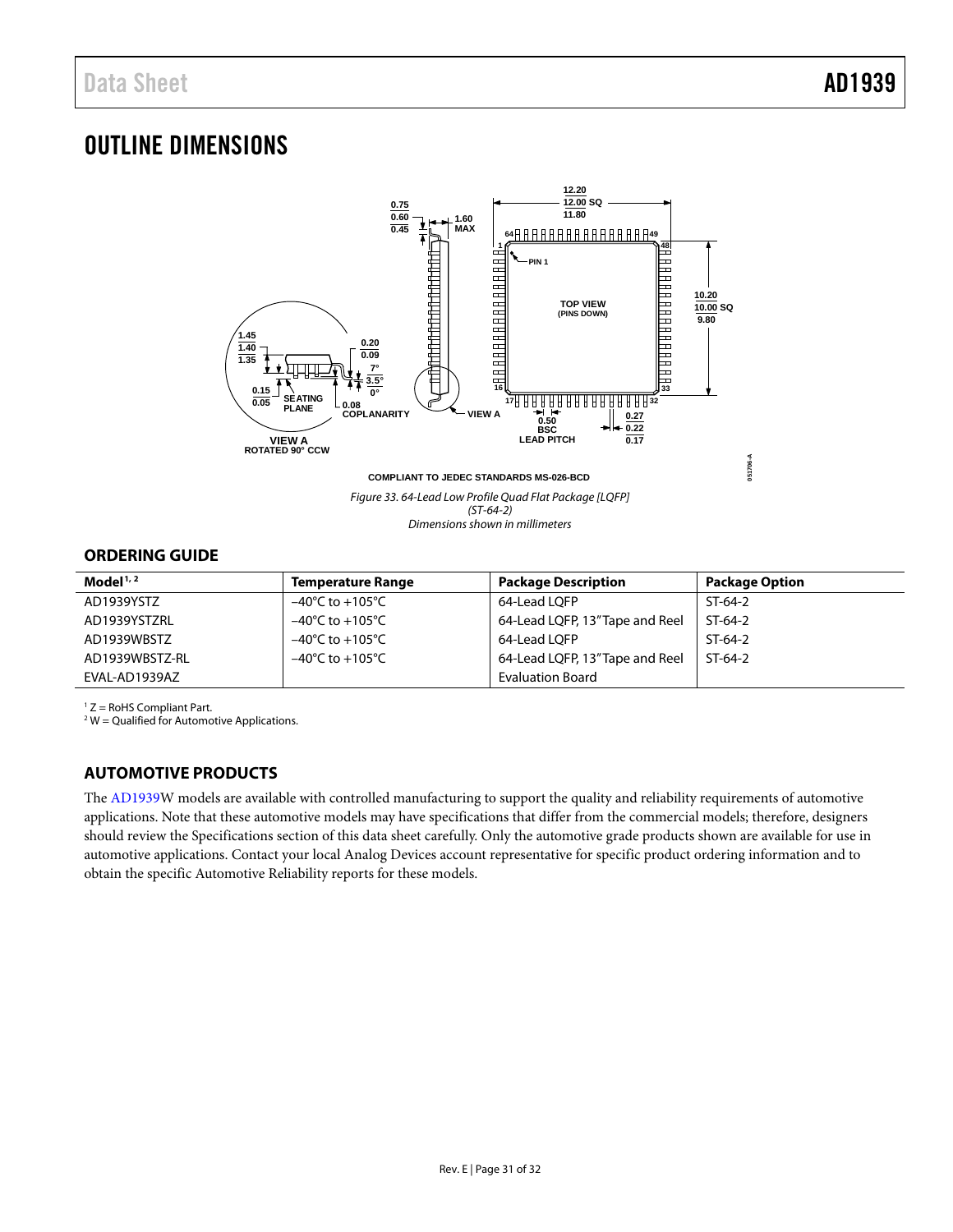## OUTLINE DIMENSIONS

COMPLIANT TO JEDEC STANDARDS MS-026-BCD

*Figure 33. 64-Lead Low Profile Quad Flat Package [LQFP] (ST-64-2) Dimensions shown in millimeters*

### ORDERING GUIDE

| Model[1, 2] | Temperature Range | Package Description | Package Option |
|---|---|---|---|
| AD1939YSTZ | −40°C to +105°C | 64-Lead LQFP | ST-64-2 |
| AD1939YSTZRL | −40°C to +105°C | 64-Lead LQFP, 13" Tape and Reel | ST-64-2 |
| AD1939WBSTZ | −40°C to +105°C | 64-Lead LQFP | ST-64-2 |
| AD1939WBSTZ-RL | −40°C to +105°C | 64-Lead LQFP, 13" Tape and Reel | ST-64-2 |
| EVAL-AD1939AZ | | Evaluation Board | |

[1] Z = RoHS Compliant Part.
[2] W = Qualified for Automotive Applications.

### AUTOMOTIVE PRODUCTS

The AD1939W models are available with controlled manufacturing to support the quality and reliability requirements of automotive applications. Note that these automotive models may have specifications that differ from the commercial models; therefore, designers should review the Specifications section of this data sheet carefully. Only the automotive grade products shown are available for use in automotive applications. Contact your local Analog Devices account representative for specific product ordering information and to obtain the specific Automotive Reliability reports for these models.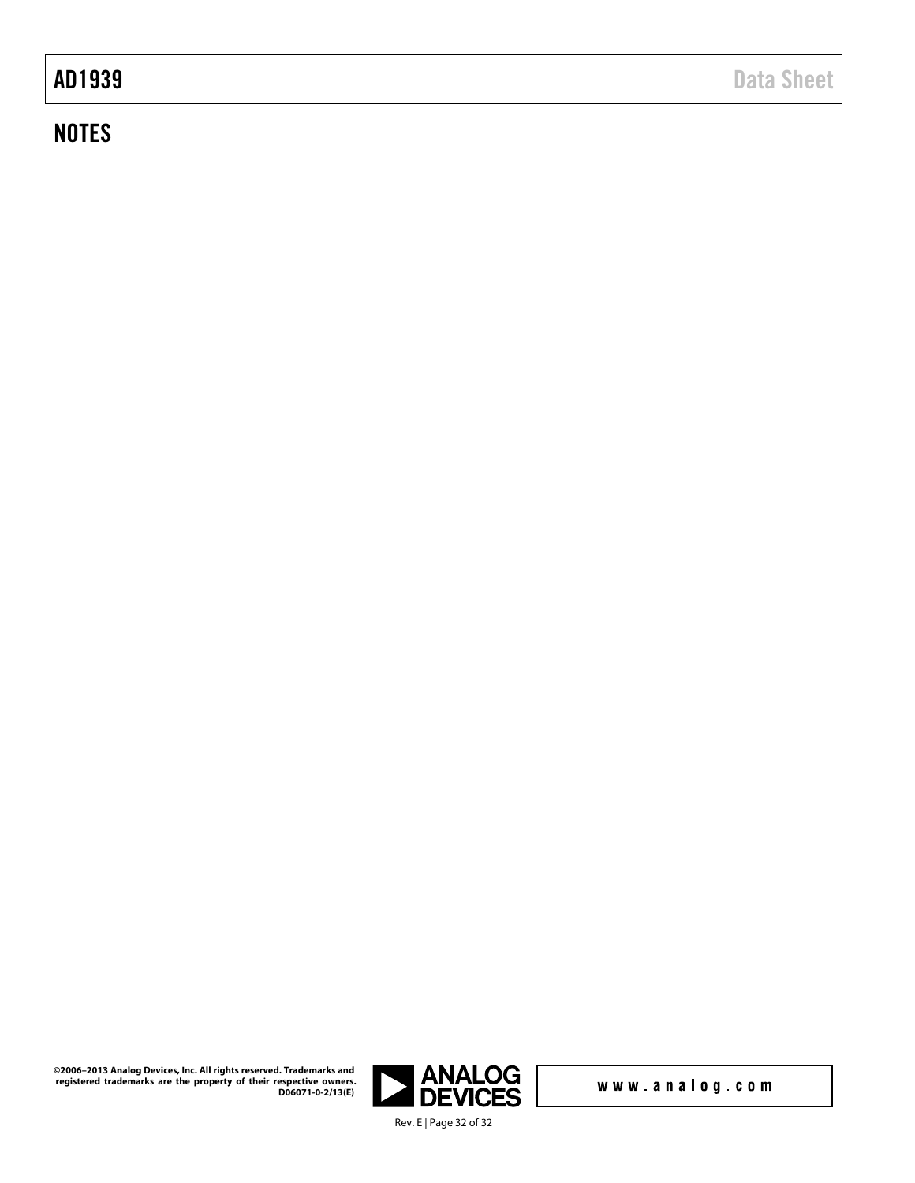# NOTES

©2006–2013 Analog Devices, Inc. All rights reserved. Trademarks and registered trademarks are the property of their respective owners.
D06071-0-2/13(E)

www.analog.com